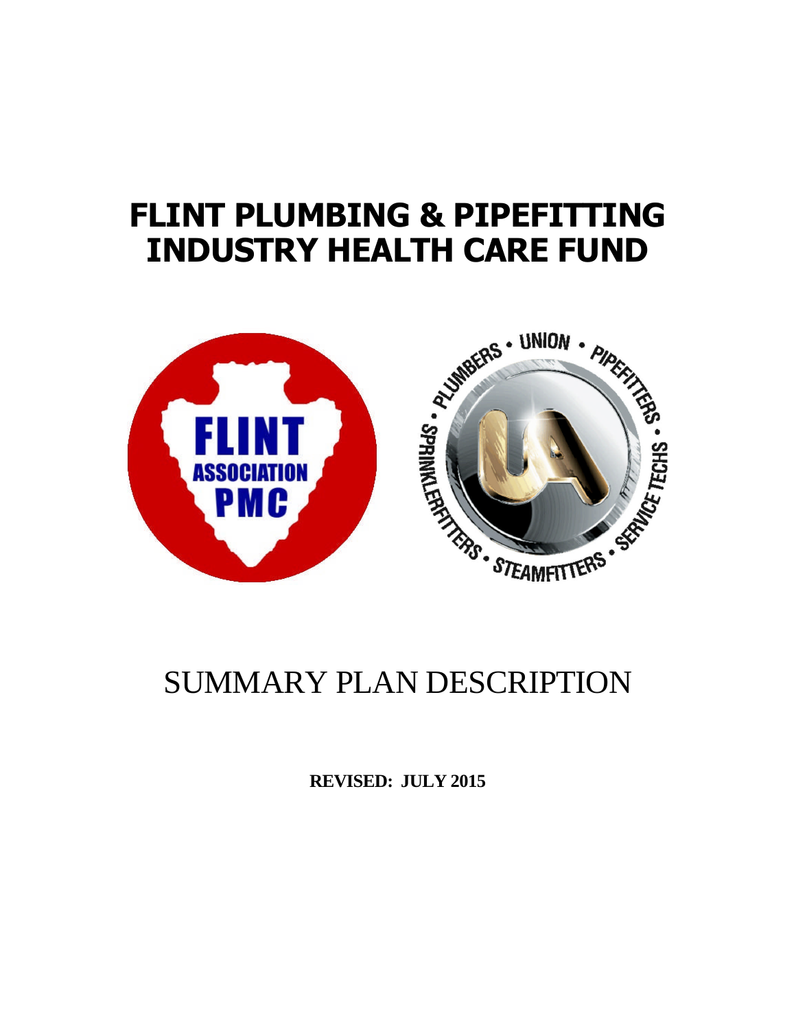# FLINT PLUMBING & PIPEFITTING INDUSTRY HEALTH CARE FUND

SUMMARY PLAN DESCRIPTION

**REVISED: JULY 2015**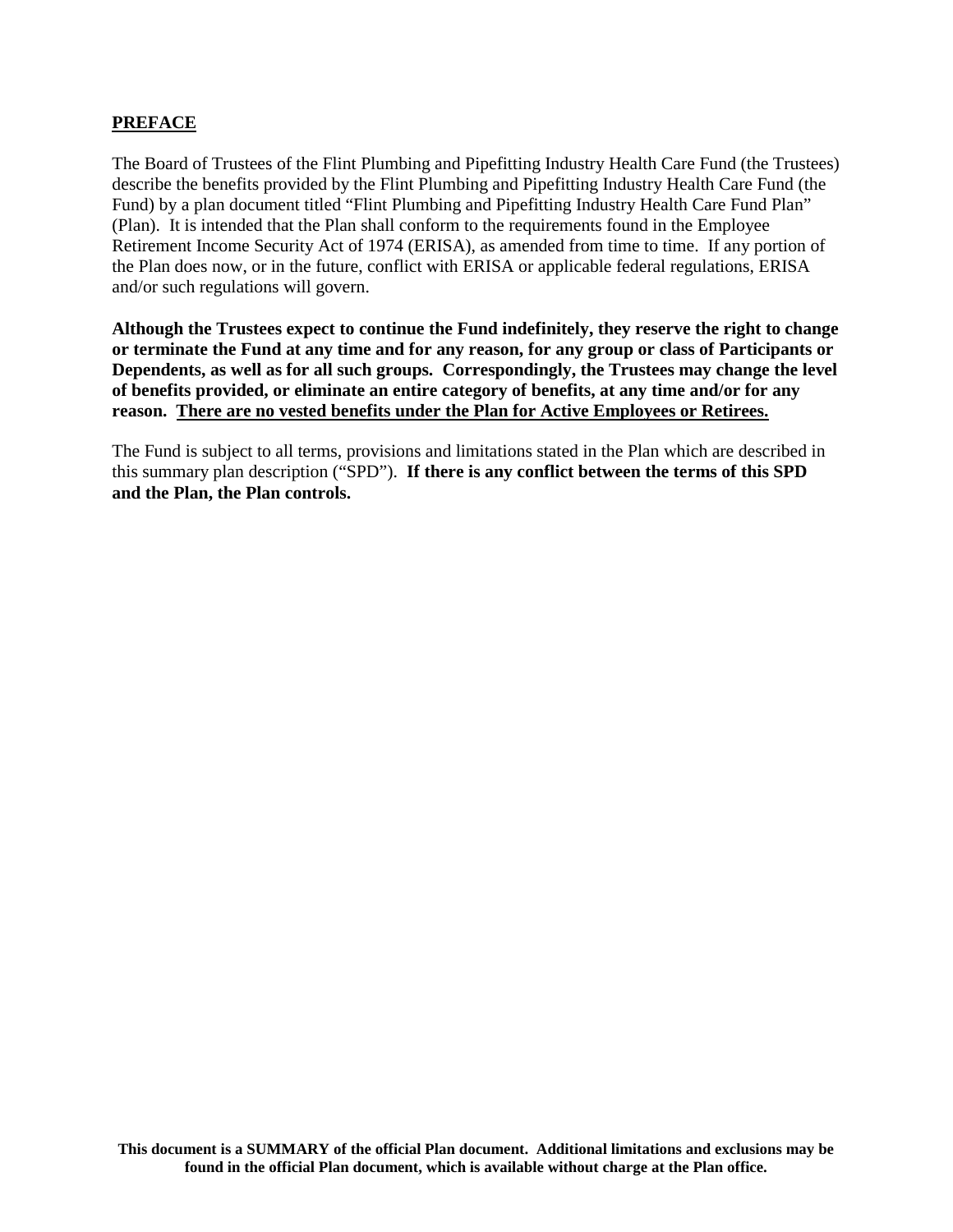## PREFACE

The Board of Trustees of the Flint Plumbing and Pipefitting Industry Health Care Fund (the Trustees) describe the benefits provided by the Flint Plumbing and Pipefitting Industry Health Care Fund (the Fund) by a plan document titled "Flint Plumbing and Pipefitting Industry Health Care Fund Plan" (Plan). It is intended that the Plan shall conform to the requirements found in the Employee Retirement Income Security Act of 1974 (ERISA), as amended from time to time. If any portion of the Plan does now, or in the future, conflict with ERISA or applicable federal regulations, ERISA and/or such regulations will govern.

**Although the Trustees expect to continue the Fund indefinitely, they reserve the right to change or terminate the Fund at any time and for any reason, for any group or class of Participants or Dependents, as well as for all such groups. Correspondingly, the Trustees may change the level of benefits provided, or eliminate an entire category of benefits, at any time and/or for any reason. <u>There are no vested benefits under the Plan for Active Employees or Retirees.</u>**

The Fund is subject to all terms, provisions and limitations stated in the Plan which are described in this summary plan description ("SPD"). **If there is any conflict between the terms of this SPD and the Plan, the Plan controls.**

**This document is a SUMMARY of the official Plan document. Additional limitations and exclusions may be found in the official Plan document, which is available without charge at the Plan office.**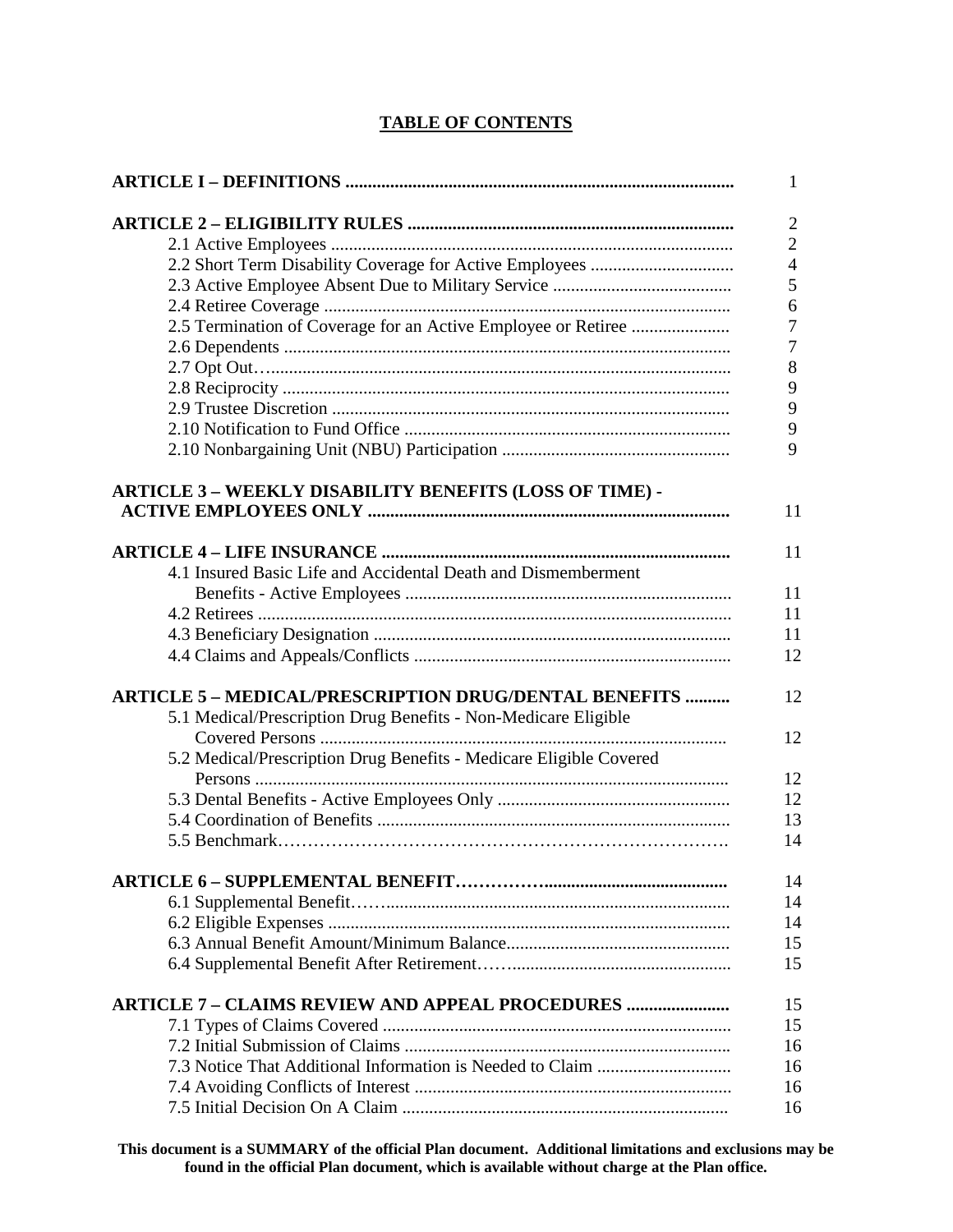# TABLE OF CONTENTS

| | |
|---|---|
| **ARTICLE I – DEFINITIONS** | 1 |
| **ARTICLE 2 – ELIGIBILITY RULES** | 2 |
| 2.1 Active Employees | 2 |
| 2.2 Short Term Disability Coverage for Active Employees | 4 |
| 2.3 Active Employee Absent Due to Military Service | 5 |
| 2.4 Retiree Coverage | 6 |
| 2.5 Termination of Coverage for an Active Employee or Retiree | 7 |
| 2.6 Dependents | 7 |
| 2.7 Opt Out | 8 |
| 2.8 Reciprocity | 9 |
| 2.9 Trustee Discretion | 9 |
| 2.10 Notification to Fund Office | 9 |
| 2.10 Nonbargaining Unit (NBU) Participation | 9 |
| **ARTICLE 3 – WEEKLY DISABILITY BENEFITS (LOSS OF TIME) - ACTIVE EMPLOYEES ONLY** | 11 |
| **ARTICLE 4 – LIFE INSURANCE** | 11 |
| 4.1 Insured Basic Life and Accidental Death and Dismemberment Benefits - Active Employees | 11 |
| 4.2 Retirees | 11 |
| 4.3 Beneficiary Designation | 11 |
| 4.4 Claims and Appeals/Conflicts | 12 |
| **ARTICLE 5 – MEDICAL/PRESCRIPTION DRUG/DENTAL BENEFITS** | 12 |
| 5.1 Medical/Prescription Drug Benefits - Non-Medicare Eligible Covered Persons | 12 |
| 5.2 Medical/Prescription Drug Benefits - Medicare Eligible Covered Persons | 12 |
| 5.3 Dental Benefits - Active Employees Only | 12 |
| 5.4 Coordination of Benefits | 13 |
| 5.5 Benchmark | 14 |
| **ARTICLE 6 – SUPPLEMENTAL BENEFIT** | 14 |
| 6.1 Supplemental Benefit | 14 |
| 6.2 Eligible Expenses | 14 |
| 6.3 Annual Benefit Amount/Minimum Balance | 15 |
| 6.4 Supplemental Benefit After Retirement | 15 |
| **ARTICLE 7 – CLAIMS REVIEW AND APPEAL PROCEDURES** | 15 |
| 7.1 Types of Claims Covered | 15 |
| 7.2 Initial Submission of Claims | 16 |
| 7.3 Notice That Additional Information is Needed to Claim | 16 |
| 7.4 Avoiding Conflicts of Interest | 16 |
| 7.5 Initial Decision On A Claim | 16 |

**This document is a SUMMARY of the official Plan document. Additional limitations and exclusions may be found in the official Plan document, which is available without charge at the Plan office.**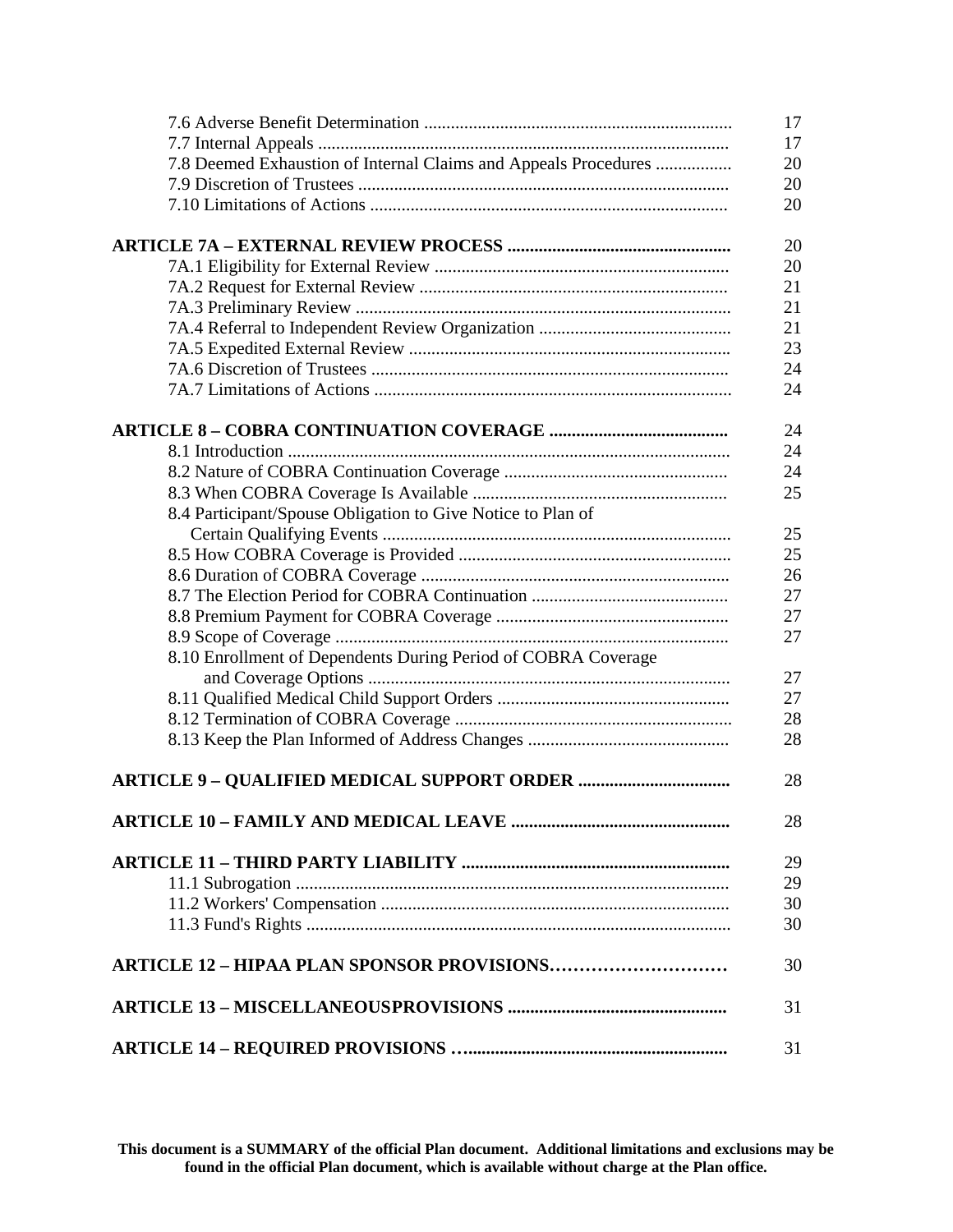| | |
|---|---|
| 7.6 Adverse Benefit Determination | 17 |
| 7.7 Internal Appeals | 17 |
| 7.8 Deemed Exhaustion of Internal Claims and Appeals Procedures | 20 |
| 7.9 Discretion of Trustees | 20 |
| 7.10 Limitations of Actions | 20 |
| **ARTICLE 7A – EXTERNAL REVIEW PROCESS** | 20 |
| 7A.1 Eligibility for External Review | 20 |
| 7A.2 Request for External Review | 21 |
| 7A.3 Preliminary Review | 21 |
| 7A.4 Referral to Independent Review Organization | 21 |
| 7A.5 Expedited External Review | 23 |
| 7A.6 Discretion of Trustees | 24 |
| 7A.7 Limitations of Actions | 24 |
| **ARTICLE 8 – COBRA CONTINUATION COVERAGE** | 24 |
| 8.1 Introduction | 24 |
| 8.2 Nature of COBRA Continuation Coverage | 24 |
| 8.3 When COBRA Coverage Is Available | 25 |
| 8.4 Participant/Spouse Obligation to Give Notice to Plan of Certain Qualifying Events | 25 |
| 8.5 How COBRA Coverage is Provided | 25 |
| 8.6 Duration of COBRA Coverage | 26 |
| 8.7 The Election Period for COBRA Continuation | 27 |
| 8.8 Premium Payment for COBRA Coverage | 27 |
| 8.9 Scope of Coverage | 27 |
| 8.10 Enrollment of Dependents During Period of COBRA Coverage and Coverage Options | 27 |
| 8.11 Qualified Medical Child Support Orders | 27 |
| 8.12 Termination of COBRA Coverage | 28 |
| 8.13 Keep the Plan Informed of Address Changes | 28 |
| **ARTICLE 9 – QUALIFIED MEDICAL SUPPORT ORDER** | 28 |
| **ARTICLE 10 – FAMILY AND MEDICAL LEAVE** | 28 |
| **ARTICLE 11 – THIRD PARTY LIABILITY** | 29 |
| 11.1 Subrogation | 29 |
| 11.2 Workers' Compensation | 30 |
| 11.3 Fund's Rights | 30 |
| **ARTICLE 12 – HIPAA PLAN SPONSOR PROVISIONS** | 30 |
| **ARTICLE 13 – MISCELLANEOUSPROVISIONS** | 31 |
| **ARTICLE 14 – REQUIRED PROVISIONS** | 31 |

**This document is a SUMMARY of the official Plan document. Additional limitations and exclusions may be found in the official Plan document, which is available without charge at the Plan office.**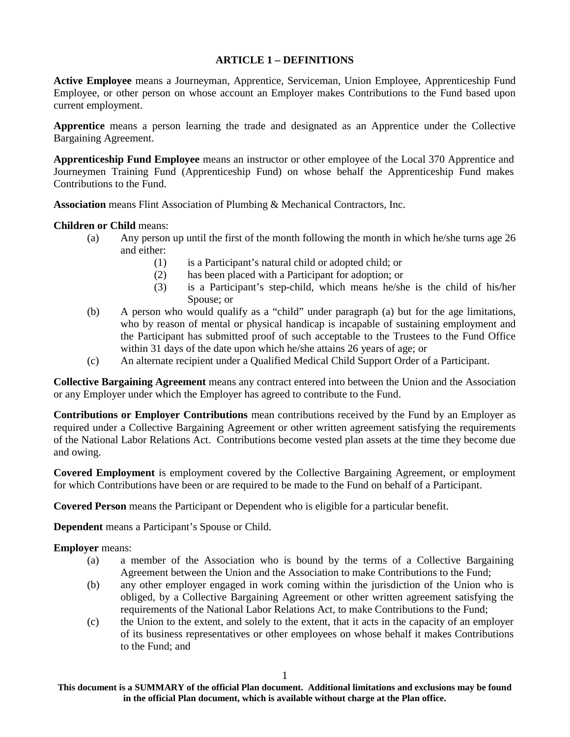## ARTICLE 1 – DEFINITIONS

**Active Employee** means a Journeyman, Apprentice, Serviceman, Union Employee, Apprenticeship Fund Employee, or other person on whose account an Employer makes Contributions to the Fund based upon current employment.

**Apprentice** means a person learning the trade and designated as an Apprentice under the Collective Bargaining Agreement.

**Apprenticeship Fund Employee** means an instructor or other employee of the Local 370 Apprentice and Journeymen Training Fund (Apprenticeship Fund) on whose behalf the Apprenticeship Fund makes Contributions to the Fund.

**Association** means Flint Association of Plumbing & Mechanical Contractors, Inc.

**Children or Child** means:

- (a) Any person up until the first of the month following the month in which he/she turns age 26 and either:
  - (1) is a Participant's natural child or adopted child; or
  - (2) has been placed with a Participant for adoption; or
  - (3) is a Participant's step-child, which means he/she is the child of his/her Spouse; or
- (b) A person who would qualify as a "child" under paragraph (a) but for the age limitations, who by reason of mental or physical handicap is incapable of sustaining employment and the Participant has submitted proof of such acceptable to the Trustees to the Fund Office within 31 days of the date upon which he/she attains 26 years of age; or
- (c) An alternate recipient under a Qualified Medical Child Support Order of a Participant.

**Collective Bargaining Agreement** means any contract entered into between the Union and the Association or any Employer under which the Employer has agreed to contribute to the Fund.

**Contributions or Employer Contributions** mean contributions received by the Fund by an Employer as required under a Collective Bargaining Agreement or other written agreement satisfying the requirements of the National Labor Relations Act. Contributions become vested plan assets at the time they become due and owing.

**Covered Employment** is employment covered by the Collective Bargaining Agreement, or employment for which Contributions have been or are required to be made to the Fund on behalf of a Participant.

**Covered Person** means the Participant or Dependent who is eligible for a particular benefit.

**Dependent** means a Participant's Spouse or Child.

**Employer** means:

- (a) a member of the Association who is bound by the terms of a Collective Bargaining Agreement between the Union and the Association to make Contributions to the Fund;
- (b) any other employer engaged in work coming within the jurisdiction of the Union who is obliged, by a Collective Bargaining Agreement or other written agreement satisfying the requirements of the National Labor Relations Act, to make Contributions to the Fund;
- (c) the Union to the extent, and solely to the extent, that it acts in the capacity of an employer of its business representatives or other employees on whose behalf it makes Contributions to the Fund; and

**This document is a SUMMARY of the official Plan document. Additional limitations and exclusions may be found in the official Plan document, which is available without charge at the Plan office.**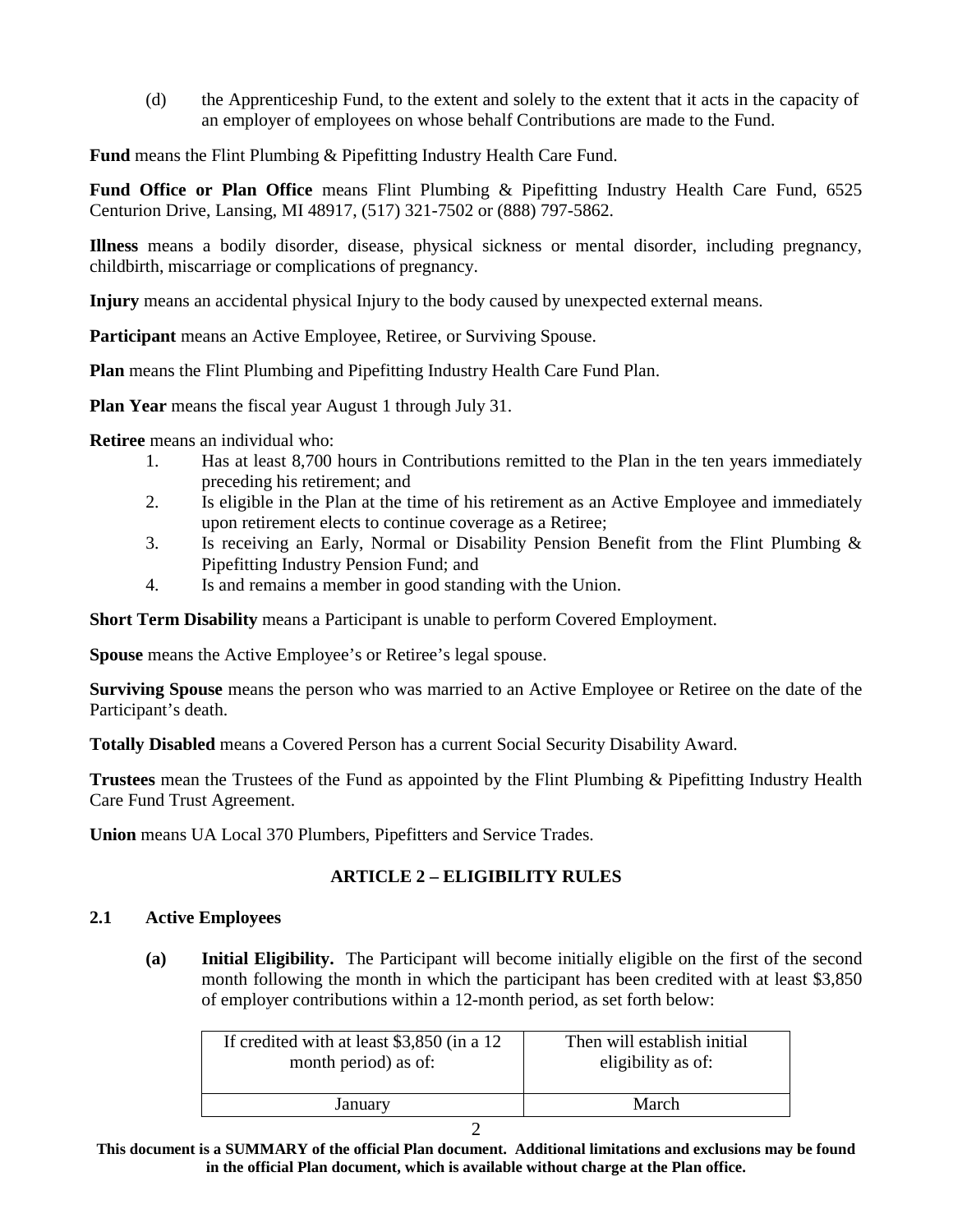(d) the Apprenticeship Fund, to the extent and solely to the extent that it acts in the capacity of an employer of employees on whose behalf Contributions are made to the Fund.

**Fund** means the Flint Plumbing & Pipefitting Industry Health Care Fund.

**Fund Office or Plan Office** means Flint Plumbing & Pipefitting Industry Health Care Fund, 6525 Centurion Drive, Lansing, MI 48917, (517) 321-7502 or (888) 797-5862.

**Illness** means a bodily disorder, disease, physical sickness or mental disorder, including pregnancy, childbirth, miscarriage or complications of pregnancy.

**Injury** means an accidental physical Injury to the body caused by unexpected external means.

**Participant** means an Active Employee, Retiree, or Surviving Spouse.

**Plan** means the Flint Plumbing and Pipefitting Industry Health Care Fund Plan.

**Plan Year** means the fiscal year August 1 through July 31.

**Retiree** means an individual who:

1. Has at least 8,700 hours in Contributions remitted to the Plan in the ten years immediately preceding his retirement; and
2. Is eligible in the Plan at the time of his retirement as an Active Employee and immediately upon retirement elects to continue coverage as a Retiree;
3. Is receiving an Early, Normal or Disability Pension Benefit from the Flint Plumbing & Pipefitting Industry Pension Fund; and
4. Is and remains a member in good standing with the Union.

**Short Term Disability** means a Participant is unable to perform Covered Employment.

**Spouse** means the Active Employee's or Retiree's legal spouse.

**Surviving Spouse** means the person who was married to an Active Employee or Retiree on the date of the Participant's death.

**Totally Disabled** means a Covered Person has a current Social Security Disability Award.

**Trustees** mean the Trustees of the Fund as appointed by the Flint Plumbing & Pipefitting Industry Health Care Fund Trust Agreement.

**Union** means UA Local 370 Plumbers, Pipefitters and Service Trades.

## ARTICLE 2 – ELIGIBILITY RULES

### 2.1 Active Employees

**(a) Initial Eligibility.** The Participant will become initially eligible on the first of the second month following the month in which the participant has been credited with at least $3,850 of employer contributions within a 12-month period, as set forth below:

| If credited with at least $3,850 (in a 12 month period) as of: | Then will establish initial eligibility as of: |
|---|---|
| January | March |

**This document is a SUMMARY of the official Plan document. Additional limitations and exclusions may be found in the official Plan document, which is available without charge at the Plan office.**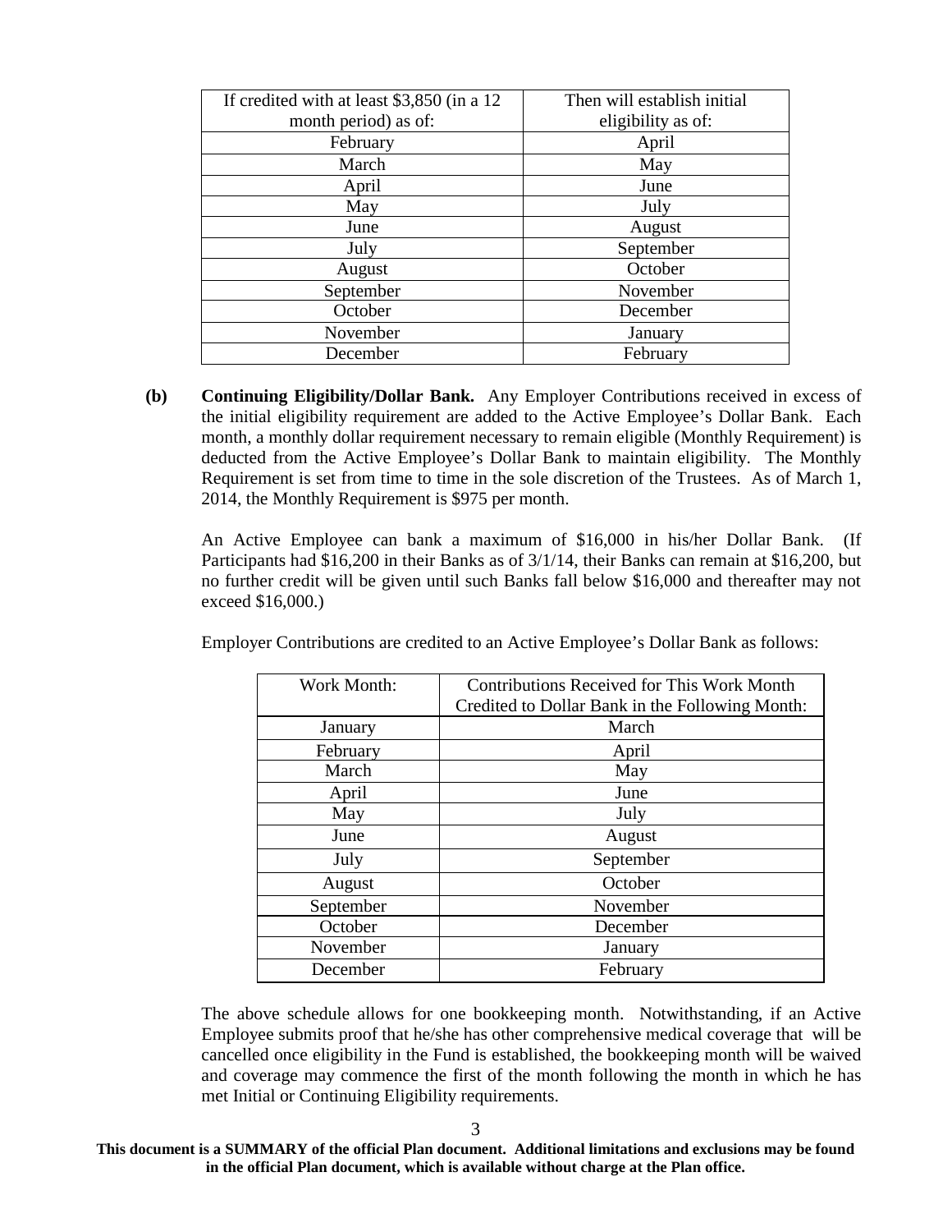| If credited with at least $3,850 (in a 12 month period) as of: | Then will establish initial eligibility as of: |
|---|---|
| February | April |
| March | May |
| April | June |
| May | July |
| June | August |
| July | September |
| August | October |
| September | November |
| October | December |
| November | January |
| December | February |

**(b) Continuing Eligibility/Dollar Bank.** Any Employer Contributions received in excess of the initial eligibility requirement are added to the Active Employee's Dollar Bank. Each month, a monthly dollar requirement necessary to remain eligible (Monthly Requirement) is deducted from the Active Employee's Dollar Bank to maintain eligibility. The Monthly Requirement is set from time to time in the sole discretion of the Trustees. As of March 1, 2014, the Monthly Requirement is $975 per month.

An Active Employee can bank a maximum of $16,000 in his/her Dollar Bank. (If Participants had $16,200 in their Banks as of 3/1/14, their Banks can remain at $16,200, but no further credit will be given until such Banks fall below $16,000 and thereafter may not exceed $16,000.)

Employer Contributions are credited to an Active Employee's Dollar Bank as follows:

| Work Month: | Contributions Received for This Work Month Credited to Dollar Bank in the Following Month: |
|---|---|
| January | March |
| February | April |
| March | May |
| April | June |
| May | July |
| June | August |
| July | September |
| August | October |
| September | November |
| October | December |
| November | January |
| December | February |

The above schedule allows for one bookkeeping month. Notwithstanding, if an Active Employee submits proof that he/she has other comprehensive medical coverage that will be cancelled once eligibility in the Fund is established, the bookkeeping month will be waived and coverage may commence the first of the month following the month in which he has met Initial or Continuing Eligibility requirements.

**This document is a SUMMARY of the official Plan document. Additional limitations and exclusions may be found in the official Plan document, which is available without charge at the Plan office.**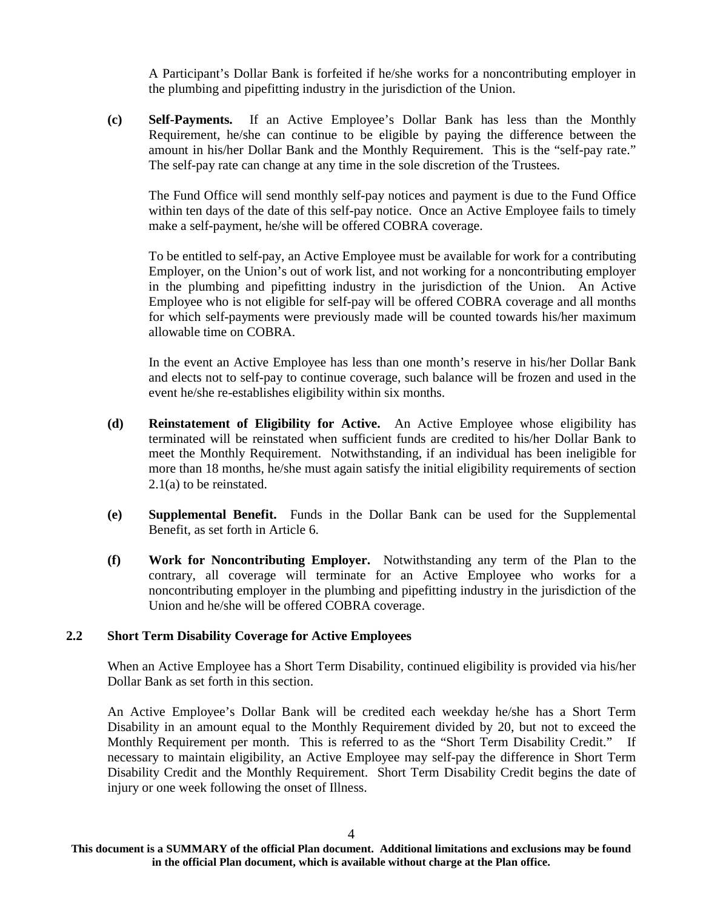A Participant's Dollar Bank is forfeited if he/she works for a noncontributing employer in the plumbing and pipefitting industry in the jurisdiction of the Union.

**(c) Self-Payments.** If an Active Employee's Dollar Bank has less than the Monthly Requirement, he/she can continue to be eligible by paying the difference between the amount in his/her Dollar Bank and the Monthly Requirement. This is the "self-pay rate." The self-pay rate can change at any time in the sole discretion of the Trustees.

The Fund Office will send monthly self-pay notices and payment is due to the Fund Office within ten days of the date of this self-pay notice. Once an Active Employee fails to timely make a self-payment, he/she will be offered COBRA coverage.

To be entitled to self-pay, an Active Employee must be available for work for a contributing Employer, on the Union's out of work list, and not working for a noncontributing employer in the plumbing and pipefitting industry in the jurisdiction of the Union. An Active Employee who is not eligible for self-pay will be offered COBRA coverage and all months for which self-payments were previously made will be counted towards his/her maximum allowable time on COBRA.

In the event an Active Employee has less than one month's reserve in his/her Dollar Bank and elects not to self-pay to continue coverage, such balance will be frozen and used in the event he/she re-establishes eligibility within six months.

**(d) Reinstatement of Eligibility for Active.** An Active Employee whose eligibility has terminated will be reinstated when sufficient funds are credited to his/her Dollar Bank to meet the Monthly Requirement. Notwithstanding, if an individual has been ineligible for more than 18 months, he/she must again satisfy the initial eligibility requirements of section 2.1(a) to be reinstated.

**(e) Supplemental Benefit.** Funds in the Dollar Bank can be used for the Supplemental Benefit, as set forth in Article 6.

**(f) Work for Noncontributing Employer.** Notwithstanding any term of the Plan to the contrary, all coverage will terminate for an Active Employee who works for a noncontributing employer in the plumbing and pipefitting industry in the jurisdiction of the Union and he/she will be offered COBRA coverage.

## 2.2 Short Term Disability Coverage for Active Employees

When an Active Employee has a Short Term Disability, continued eligibility is provided via his/her Dollar Bank as set forth in this section.

An Active Employee's Dollar Bank will be credited each weekday he/she has a Short Term Disability in an amount equal to the Monthly Requirement divided by 20, but not to exceed the Monthly Requirement per month. This is referred to as the "Short Term Disability Credit." If necessary to maintain eligibility, an Active Employee may self-pay the difference in Short Term Disability Credit and the Monthly Requirement. Short Term Disability Credit begins the date of injury or one week following the onset of Illness.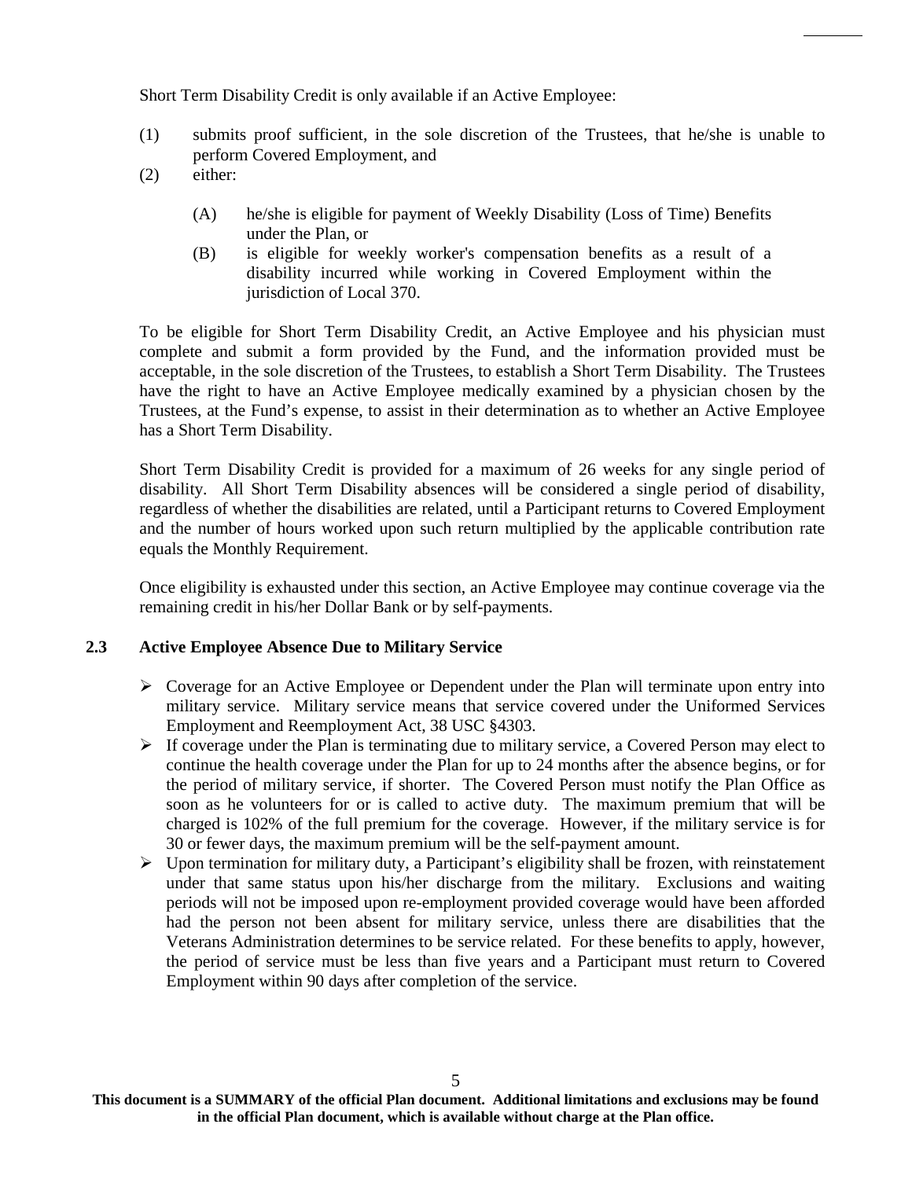Short Term Disability Credit is only available if an Active Employee:

(1) submits proof sufficient, in the sole discretion of the Trustees, that he/she is unable to perform Covered Employment, and

(2) either:

  (A) he/she is eligible for payment of Weekly Disability (Loss of Time) Benefits under the Plan, or

  (B) is eligible for weekly worker's compensation benefits as a result of a disability incurred while working in Covered Employment within the jurisdiction of Local 370.

To be eligible for Short Term Disability Credit, an Active Employee and his physician must complete and submit a form provided by the Fund, and the information provided must be acceptable, in the sole discretion of the Trustees, to establish a Short Term Disability. The Trustees have the right to have an Active Employee medically examined by a physician chosen by the Trustees, at the Fund's expense, to assist in their determination as to whether an Active Employee has a Short Term Disability.

Short Term Disability Credit is provided for a maximum of 26 weeks for any single period of disability. All Short Term Disability absences will be considered a single period of disability, regardless of whether the disabilities are related, until a Participant returns to Covered Employment and the number of hours worked upon such return multiplied by the applicable contribution rate equals the Monthly Requirement.

Once eligibility is exhausted under this section, an Active Employee may continue coverage via the remaining credit in his/her Dollar Bank or by self-payments.

### 2.3 Active Employee Absence Due to Military Service

- Coverage for an Active Employee or Dependent under the Plan will terminate upon entry into military service. Military service means that service covered under the Uniformed Services Employment and Reemployment Act, 38 USC §4303.
- If coverage under the Plan is terminating due to military service, a Covered Person may elect to continue the health coverage under the Plan for up to 24 months after the absence begins, or for the period of military service, if shorter. The Covered Person must notify the Plan Office as soon as he volunteers for or is called to active duty. The maximum premium that will be charged is 102% of the full premium for the coverage. However, if the military service is for 30 or fewer days, the maximum premium will be the self-payment amount.
- Upon termination for military duty, a Participant's eligibility shall be frozen, with reinstatement under that same status upon his/her discharge from the military. Exclusions and waiting periods will not be imposed upon re-employment provided coverage would have been afforded had the person not been absent for military service, unless there are disabilities that the Veterans Administration determines to be service related. For these benefits to apply, however, the period of service must be less than five years and a Participant must return to Covered Employment within 90 days after completion of the service.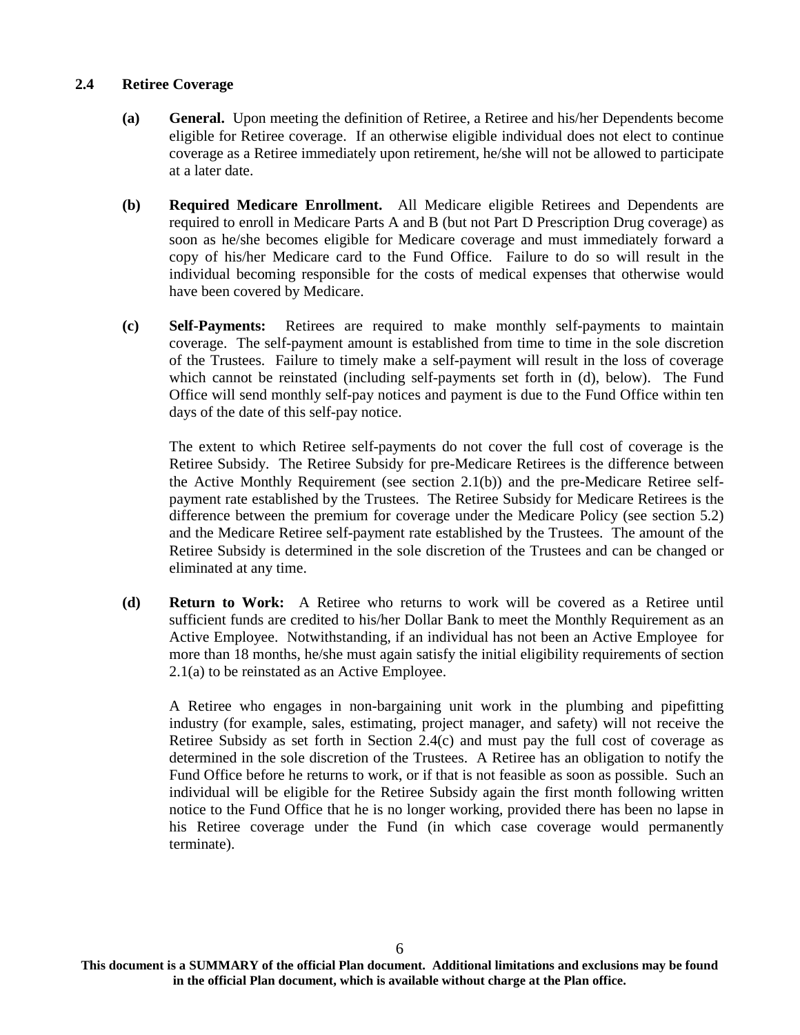### 2.4 Retiree Coverage

**(a) General.** Upon meeting the definition of Retiree, a Retiree and his/her Dependents become eligible for Retiree coverage. If an otherwise eligible individual does not elect to continue coverage as a Retiree immediately upon retirement, he/she will not be allowed to participate at a later date.

**(b) Required Medicare Enrollment.** All Medicare eligible Retirees and Dependents are required to enroll in Medicare Parts A and B (but not Part D Prescription Drug coverage) as soon as he/she becomes eligible for Medicare coverage and must immediately forward a copy of his/her Medicare card to the Fund Office. Failure to do so will result in the individual becoming responsible for the costs of medical expenses that otherwise would have been covered by Medicare.

**(c) Self-Payments:** Retirees are required to make monthly self-payments to maintain coverage. The self-payment amount is established from time to time in the sole discretion of the Trustees. Failure to timely make a self-payment will result in the loss of coverage which cannot be reinstated (including self-payments set forth in (d), below). The Fund Office will send monthly self-pay notices and payment is due to the Fund Office within ten days of the date of this self-pay notice.

The extent to which Retiree self-payments do not cover the full cost of coverage is the Retiree Subsidy. The Retiree Subsidy for pre-Medicare Retirees is the difference between the Active Monthly Requirement (see section 2.1(b)) and the pre-Medicare Retiree self-payment rate established by the Trustees. The Retiree Subsidy for Medicare Retirees is the difference between the premium for coverage under the Medicare Policy (see section 5.2) and the Medicare Retiree self-payment rate established by the Trustees. The amount of the Retiree Subsidy is determined in the sole discretion of the Trustees and can be changed or eliminated at any time.

**(d) Return to Work:** A Retiree who returns to work will be covered as a Retiree until sufficient funds are credited to his/her Dollar Bank to meet the Monthly Requirement as an Active Employee. Notwithstanding, if an individual has not been an Active Employee for more than 18 months, he/she must again satisfy the initial eligibility requirements of section 2.1(a) to be reinstated as an Active Employee.

A Retiree who engages in non-bargaining unit work in the plumbing and pipefitting industry (for example, sales, estimating, project manager, and safety) will not receive the Retiree Subsidy as set forth in Section 2.4(c) and must pay the full cost of coverage as determined in the sole discretion of the Trustees. A Retiree has an obligation to notify the Fund Office before he returns to work, or if that is not feasible as soon as possible. Such an individual will be eligible for the Retiree Subsidy again the first month following written notice to the Fund Office that he is no longer working, provided there has been no lapse in his Retiree coverage under the Fund (in which case coverage would permanently terminate).

**This document is a SUMMARY of the official Plan document. Additional limitations and exclusions may be found in the official Plan document, which is available without charge at the Plan office.**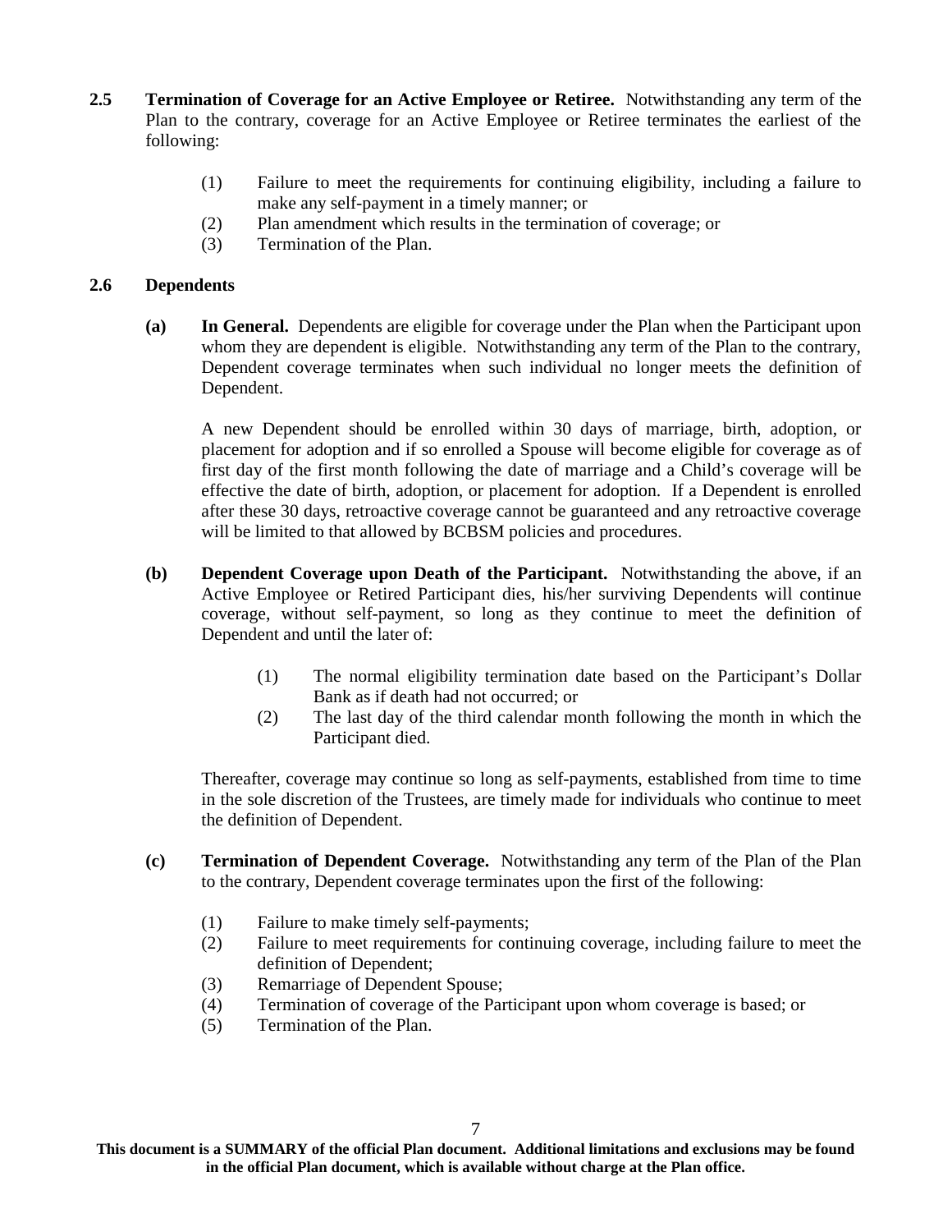**2.5 Termination of Coverage for an Active Employee or Retiree.** Notwithstanding any term of the Plan to the contrary, coverage for an Active Employee or Retiree terminates the earliest of the following:

(1) Failure to meet the requirements for continuing eligibility, including a failure to make any self-payment in a timely manner; or
(2) Plan amendment which results in the termination of coverage; or
(3) Termination of the Plan.

**2.6 Dependents**

**(a) In General.** Dependents are eligible for coverage under the Plan when the Participant upon whom they are dependent is eligible. Notwithstanding any term of the Plan to the contrary, Dependent coverage terminates when such individual no longer meets the definition of Dependent.

A new Dependent should be enrolled within 30 days of marriage, birth, adoption, or placement for adoption and if so enrolled a Spouse will become eligible for coverage as of first day of the first month following the date of marriage and a Child's coverage will be effective the date of birth, adoption, or placement for adoption. If a Dependent is enrolled after these 30 days, retroactive coverage cannot be guaranteed and any retroactive coverage will be limited to that allowed by BCBSM policies and procedures.

**(b) Dependent Coverage upon Death of the Participant.** Notwithstanding the above, if an Active Employee or Retired Participant dies, his/her surviving Dependents will continue coverage, without self-payment, so long as they continue to meet the definition of Dependent and until the later of:

(1) The normal eligibility termination date based on the Participant's Dollar Bank as if death had not occurred; or
(2) The last day of the third calendar month following the month in which the Participant died.

Thereafter, coverage may continue so long as self-payments, established from time to time in the sole discretion of the Trustees, are timely made for individuals who continue to meet the definition of Dependent.

**(c) Termination of Dependent Coverage.** Notwithstanding any term of the Plan of the Plan to the contrary, Dependent coverage terminates upon the first of the following:

(1) Failure to make timely self-payments;
(2) Failure to meet requirements for continuing coverage, including failure to meet the definition of Dependent;
(3) Remarriage of Dependent Spouse;
(4) Termination of coverage of the Participant upon whom coverage is based; or
(5) Termination of the Plan.

**This document is a SUMMARY of the official Plan document. Additional limitations and exclusions may be found in the official Plan document, which is available without charge at the Plan office.**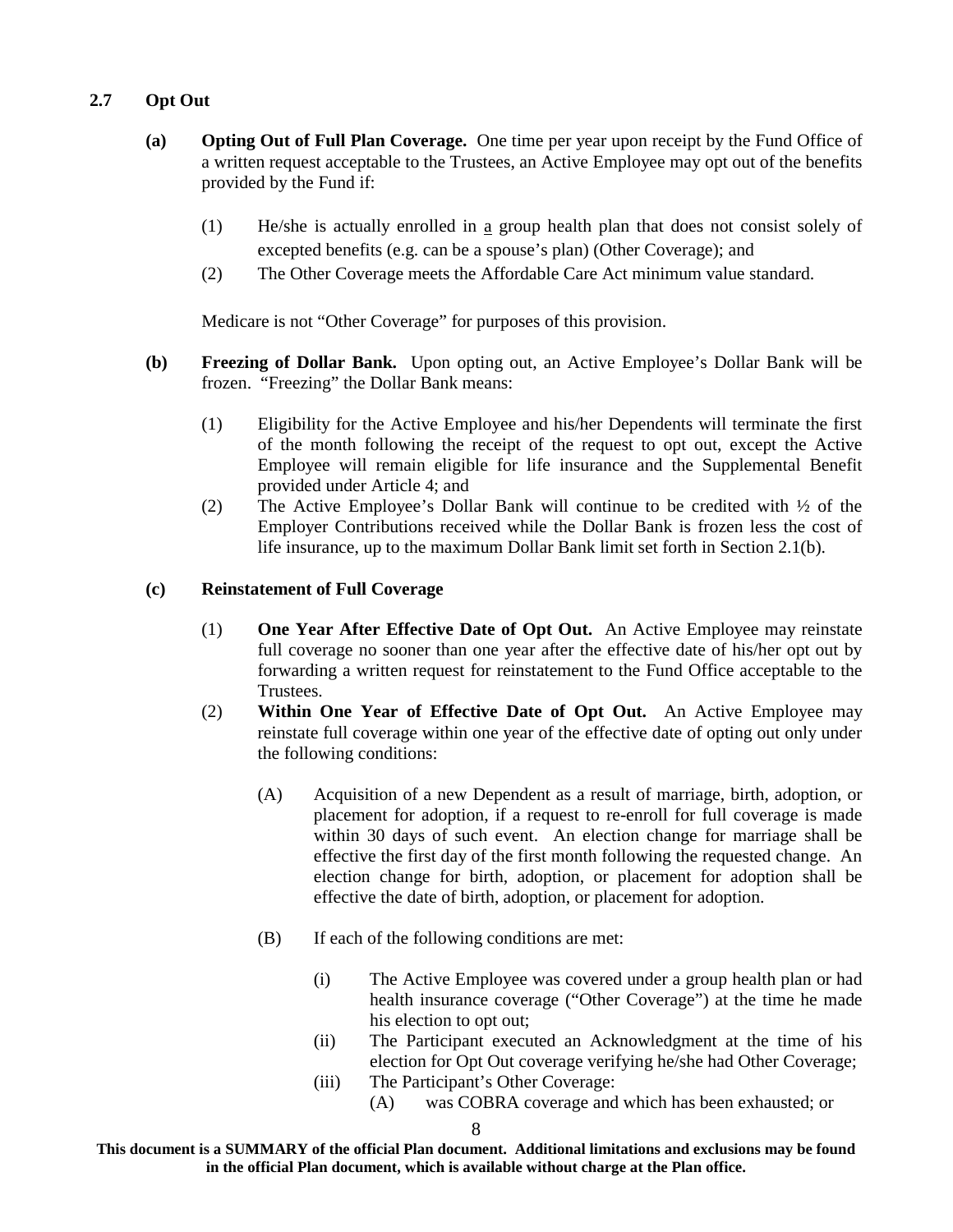### 2.7 Opt Out

**(a) Opting Out of Full Plan Coverage.** One time per year upon receipt by the Fund Office of a written request acceptable to the Trustees, an Active Employee may opt out of the benefits provided by the Fund if:

(1) He/she is actually enrolled in a group health plan that does not consist solely of excepted benefits (e.g. can be a spouse's plan) (Other Coverage); and

(2) The Other Coverage meets the Affordable Care Act minimum value standard.

Medicare is not "Other Coverage" for purposes of this provision.

**(b) Freezing of Dollar Bank.** Upon opting out, an Active Employee's Dollar Bank will be frozen. "Freezing" the Dollar Bank means:

(1) Eligibility for the Active Employee and his/her Dependents will terminate the first of the month following the receipt of the request to opt out, except the Active Employee will remain eligible for life insurance and the Supplemental Benefit provided under Article 4; and

(2) The Active Employee's Dollar Bank will continue to be credited with ½ of the Employer Contributions received while the Dollar Bank is frozen less the cost of life insurance, up to the maximum Dollar Bank limit set forth in Section 2.1(b).

**(c) Reinstatement of Full Coverage**

(1) **One Year After Effective Date of Opt Out.** An Active Employee may reinstate full coverage no sooner than one year after the effective date of his/her opt out by forwarding a written request for reinstatement to the Fund Office acceptable to the Trustees.

(2) **Within One Year of Effective Date of Opt Out.** An Active Employee may reinstate full coverage within one year of the effective date of opting out only under the following conditions:

(A) Acquisition of a new Dependent as a result of marriage, birth, adoption, or placement for adoption, if a request to re-enroll for full coverage is made within 30 days of such event. An election change for marriage shall be effective the first day of the first month following the requested change. An election change for birth, adoption, or placement for adoption shall be effective the date of birth, adoption, or placement for adoption.

(B) If each of the following conditions are met:

(i) The Active Employee was covered under a group health plan or had health insurance coverage ("Other Coverage") at the time he made his election to opt out;

(ii) The Participant executed an Acknowledgment at the time of his election for Opt Out coverage verifying he/she had Other Coverage;

(iii) The Participant's Other Coverage:

(A) was COBRA coverage and which has been exhausted; or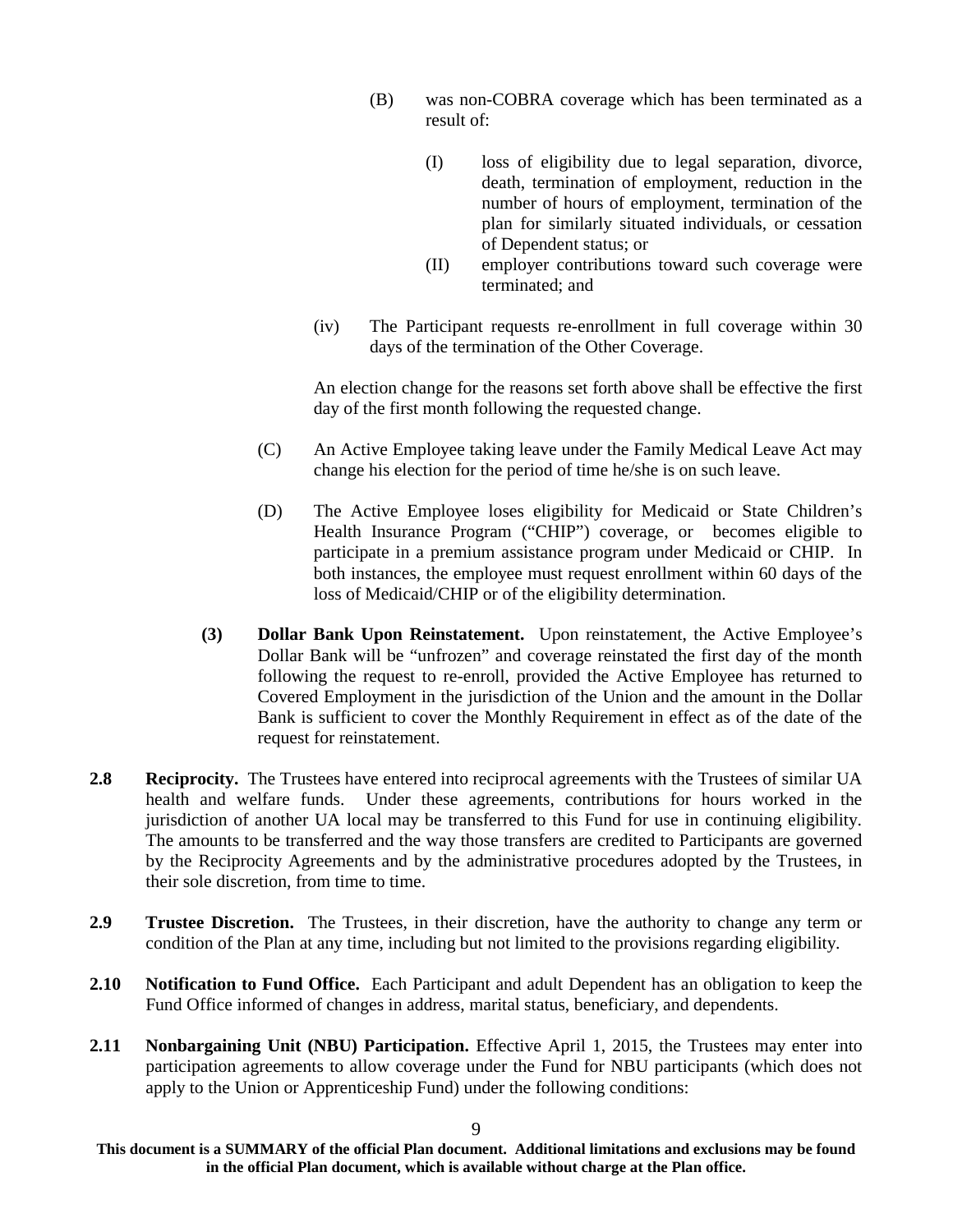(B) was non-COBRA coverage which has been terminated as a result of:

(I) loss of eligibility due to legal separation, divorce, death, termination of employment, reduction in the number of hours of employment, termination of the plan for similarly situated individuals, or cessation of Dependent status; or

(II) employer contributions toward such coverage were terminated; and

(iv) The Participant requests re-enrollment in full coverage within 30 days of the termination of the Other Coverage.

An election change for the reasons set forth above shall be effective the first day of the first month following the requested change.

(C) An Active Employee taking leave under the Family Medical Leave Act may change his election for the period of time he/she is on such leave.

(D) The Active Employee loses eligibility for Medicaid or State Children's Health Insurance Program ("CHIP") coverage, or becomes eligible to participate in a premium assistance program under Medicaid or CHIP. In both instances, the employee must request enrollment within 60 days of the loss of Medicaid/CHIP or of the eligibility determination.

**(3) Dollar Bank Upon Reinstatement.** Upon reinstatement, the Active Employee's Dollar Bank will be "unfrozen" and coverage reinstated the first day of the month following the request to re-enroll, provided the Active Employee has returned to Covered Employment in the jurisdiction of the Union and the amount in the Dollar Bank is sufficient to cover the Monthly Requirement in effect as of the date of the request for reinstatement.

**2.8 Reciprocity.** The Trustees have entered into reciprocal agreements with the Trustees of similar UA health and welfare funds. Under these agreements, contributions for hours worked in the jurisdiction of another UA local may be transferred to this Fund for use in continuing eligibility. The amounts to be transferred and the way those transfers are credited to Participants are governed by the Reciprocity Agreements and by the administrative procedures adopted by the Trustees, in their sole discretion, from time to time.

**2.9 Trustee Discretion.** The Trustees, in their discretion, have the authority to change any term or condition of the Plan at any time, including but not limited to the provisions regarding eligibility.

**2.10 Notification to Fund Office.** Each Participant and adult Dependent has an obligation to keep the Fund Office informed of changes in address, marital status, beneficiary, and dependents.

**2.11 Nonbargaining Unit (NBU) Participation.** Effective April 1, 2015, the Trustees may enter into participation agreements to allow coverage under the Fund for NBU participants (which does not apply to the Union or Apprenticeship Fund) under the following conditions:

**This document is a SUMMARY of the official Plan document. Additional limitations and exclusions may be found in the official Plan document, which is available without charge at the Plan office.**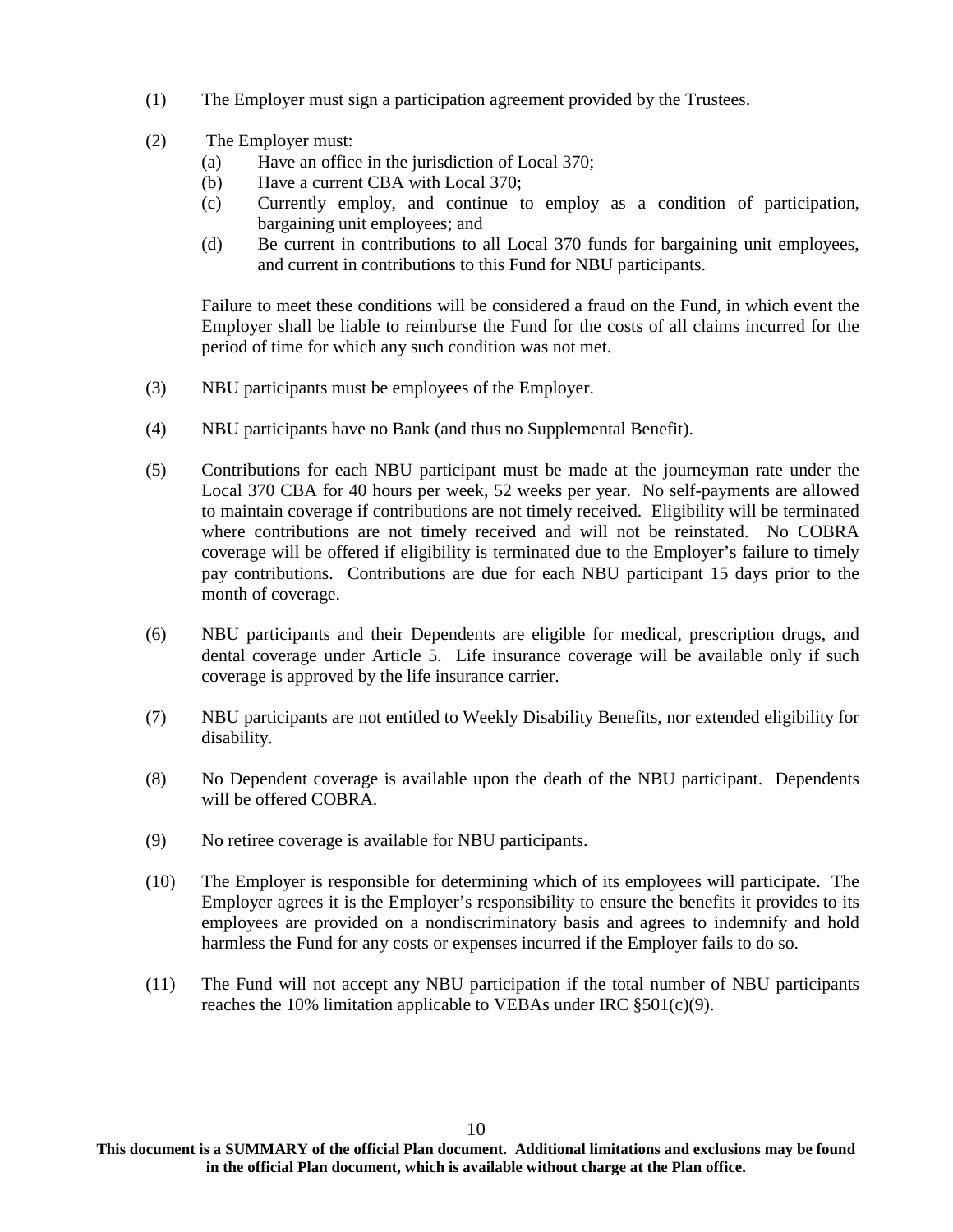(1) The Employer must sign a participation agreement provided by the Trustees.

(2) The Employer must:
   - (a) Have an office in the jurisdiction of Local 370;
   - (b) Have a current CBA with Local 370;
   - (c) Currently employ, and continue to employ as a condition of participation, bargaining unit employees; and
   - (d) Be current in contributions to all Local 370 funds for bargaining unit employees, and current in contributions to this Fund for NBU participants.

   Failure to meet these conditions will be considered a fraud on the Fund, in which event the Employer shall be liable to reimburse the Fund for the costs of all claims incurred for the period of time for which any such condition was not met.

(3) NBU participants must be employees of the Employer.

(4) NBU participants have no Bank (and thus no Supplemental Benefit).

(5) Contributions for each NBU participant must be made at the journeyman rate under the Local 370 CBA for 40 hours per week, 52 weeks per year. No self-payments are allowed to maintain coverage if contributions are not timely received. Eligibility will be terminated where contributions are not timely received and will not be reinstated. No COBRA coverage will be offered if eligibility is terminated due to the Employer's failure to timely pay contributions. Contributions are due for each NBU participant 15 days prior to the month of coverage.

(6) NBU participants and their Dependents are eligible for medical, prescription drugs, and dental coverage under Article 5. Life insurance coverage will be available only if such coverage is approved by the life insurance carrier.

(7) NBU participants are not entitled to Weekly Disability Benefits, nor extended eligibility for disability.

(8) No Dependent coverage is available upon the death of the NBU participant. Dependents will be offered COBRA.

(9) No retiree coverage is available for NBU participants.

(10) The Employer is responsible for determining which of its employees will participate. The Employer agrees it is the Employer's responsibility to ensure the benefits it provides to its employees are provided on a nondiscriminatory basis and agrees to indemnify and hold harmless the Fund for any costs or expenses incurred if the Employer fails to do so.

(11) The Fund will not accept any NBU participation if the total number of NBU participants reaches the 10% limitation applicable to VEBAs under IRC §501(c)(9).

**This document is a SUMMARY of the official Plan document. Additional limitations and exclusions may be found in the official Plan document, which is available without charge at the Plan office.**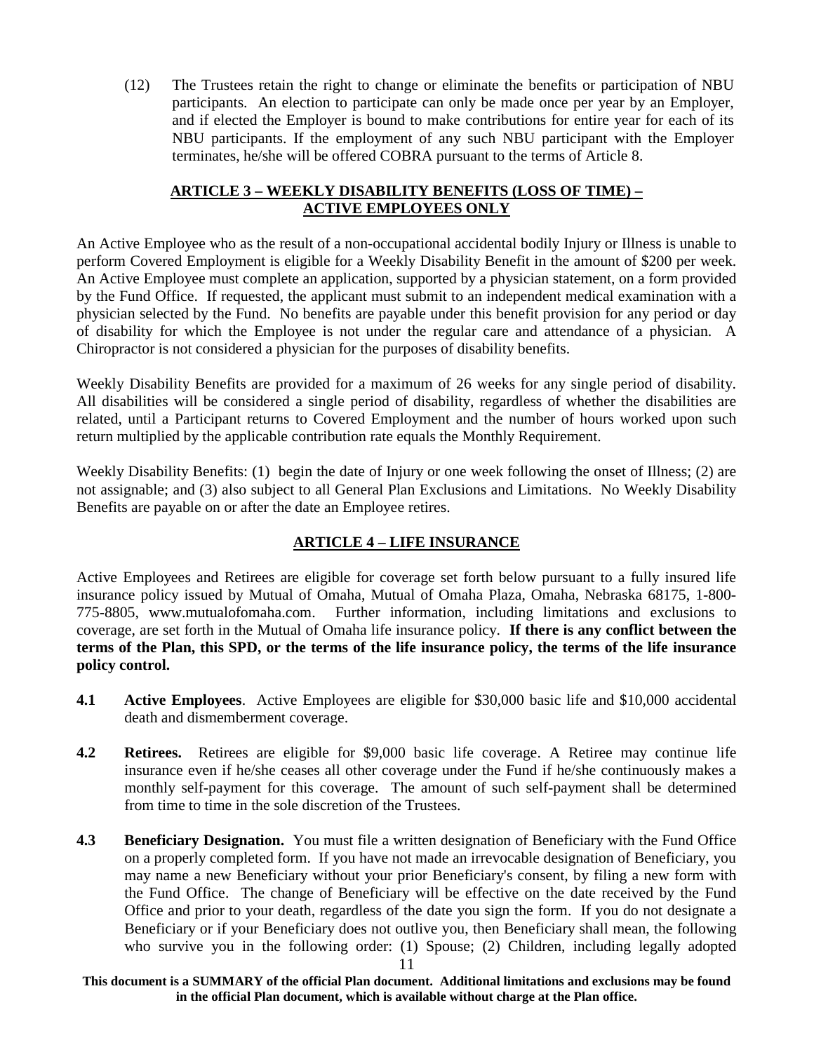(12) The Trustees retain the right to change or eliminate the benefits or participation of NBU participants. An election to participate can only be made once per year by an Employer, and if elected the Employer is bound to make contributions for entire year for each of its NBU participants. If the employment of any such NBU participant with the Employer terminates, he/she will be offered COBRA pursuant to the terms of Article 8.

## ARTICLE 3 – WEEKLY DISABILITY BENEFITS (LOSS OF TIME) – ACTIVE EMPLOYEES ONLY

An Active Employee who as the result of a non-occupational accidental bodily Injury or Illness is unable to perform Covered Employment is eligible for a Weekly Disability Benefit in the amount of $200 per week. An Active Employee must complete an application, supported by a physician statement, on a form provided by the Fund Office. If requested, the applicant must submit to an independent medical examination with a physician selected by the Fund. No benefits are payable under this benefit provision for any period or day of disability for which the Employee is not under the regular care and attendance of a physician. A Chiropractor is not considered a physician for the purposes of disability benefits.

Weekly Disability Benefits are provided for a maximum of 26 weeks for any single period of disability. All disabilities will be considered a single period of disability, regardless of whether the disabilities are related, until a Participant returns to Covered Employment and the number of hours worked upon such return multiplied by the applicable contribution rate equals the Monthly Requirement.

Weekly Disability Benefits: (1) begin the date of Injury or one week following the onset of Illness; (2) are not assignable; and (3) also subject to all General Plan Exclusions and Limitations. No Weekly Disability Benefits are payable on or after the date an Employee retires.

## ARTICLE 4 – LIFE INSURANCE

Active Employees and Retirees are eligible for coverage set forth below pursuant to a fully insured life insurance policy issued by Mutual of Omaha, Mutual of Omaha Plaza, Omaha, Nebraska 68175, 1-800-775-8805, www.mutualofomaha.com. Further information, including limitations and exclusions to coverage, are set forth in the Mutual of Omaha life insurance policy. **If there is any conflict between the terms of the Plan, this SPD, or the terms of the life insurance policy, the terms of the life insurance policy control.**

**4.1 Active Employees**. Active Employees are eligible for $30,000 basic life and $10,000 accidental death and dismemberment coverage.

**4.2 Retirees.** Retirees are eligible for $9,000 basic life coverage. A Retiree may continue life insurance even if he/she ceases all other coverage under the Fund if he/she continuously makes a monthly self-payment for this coverage. The amount of such self-payment shall be determined from time to time in the sole discretion of the Trustees.

**4.3 Beneficiary Designation.** You must file a written designation of Beneficiary with the Fund Office on a properly completed form. If you have not made an irrevocable designation of Beneficiary, you may name a new Beneficiary without your prior Beneficiary's consent, by filing a new form with the Fund Office. The change of Beneficiary will be effective on the date received by the Fund Office and prior to your death, regardless of the date you sign the form. If you do not designate a Beneficiary or if your Beneficiary does not outlive you, then Beneficiary shall mean, the following who survive you in the following order: (1) Spouse; (2) Children, including legally adopted

**This document is a SUMMARY of the official Plan document. Additional limitations and exclusions may be found in the official Plan document, which is available without charge at the Plan office.**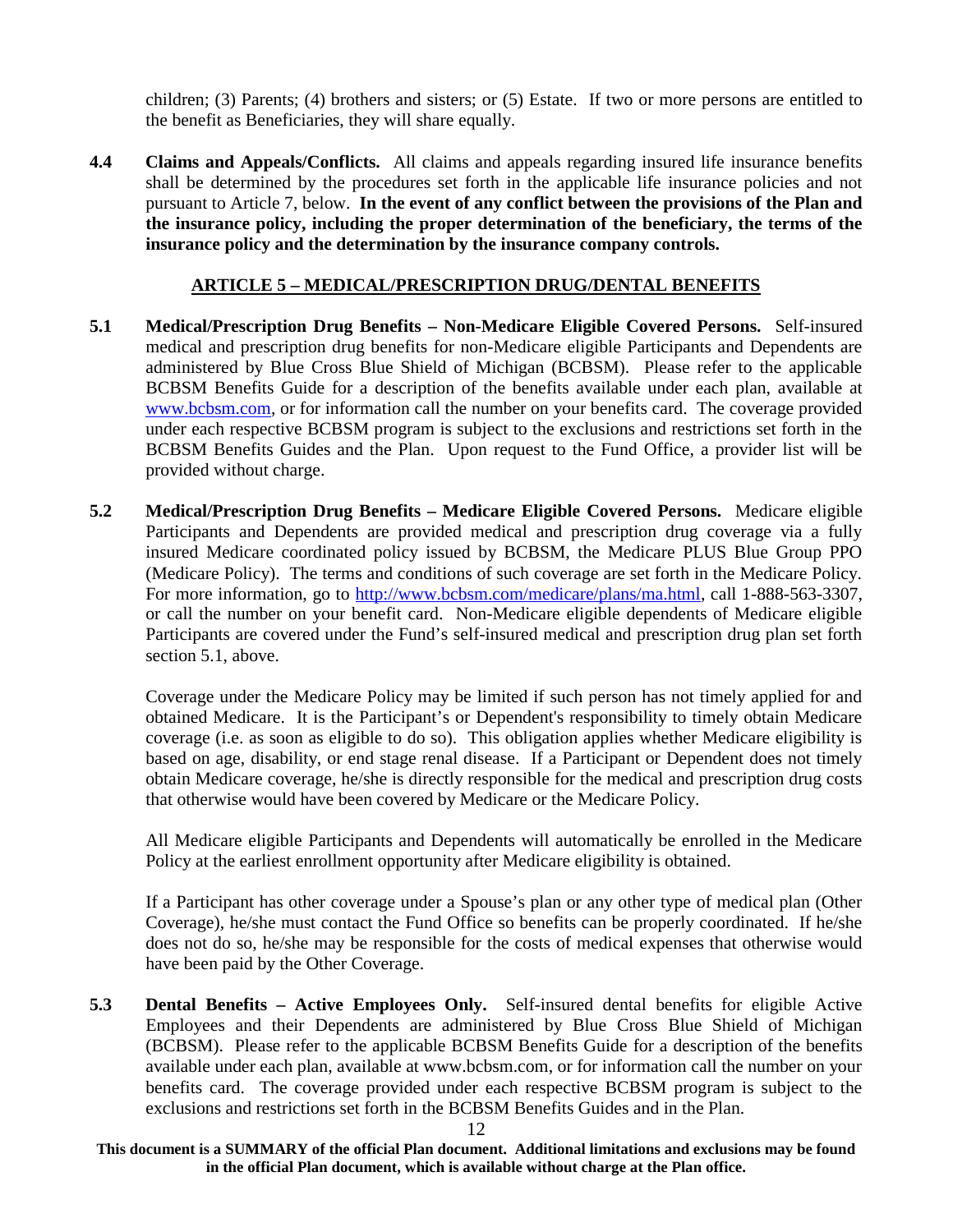children; (3) Parents; (4) brothers and sisters; or (5) Estate. If two or more persons are entitled to the benefit as Beneficiaries, they will share equally.

**4.4 Claims and Appeals/Conflicts.** All claims and appeals regarding insured life insurance benefits shall be determined by the procedures set forth in the applicable life insurance policies and not pursuant to Article 7, below. **In the event of any conflict between the provisions of the Plan and the insurance policy, including the proper determination of the beneficiary, the terms of the insurance policy and the determination by the insurance company controls.**

## ARTICLE 5 – MEDICAL/PRESCRIPTION DRUG/DENTAL BENEFITS

**5.1 Medical/Prescription Drug Benefits – Non-Medicare Eligible Covered Persons.** Self-insured medical and prescription drug benefits for non-Medicare eligible Participants and Dependents are administered by Blue Cross Blue Shield of Michigan (BCBSM). Please refer to the applicable BCBSM Benefits Guide for a description of the benefits available under each plan, available at [www.bcbsm.com](www.bcbsm.com), or for information call the number on your benefits card. The coverage provided under each respective BCBSM program is subject to the exclusions and restrictions set forth in the BCBSM Benefits Guides and the Plan. Upon request to the Fund Office, a provider list will be provided without charge.

**5.2 Medical/Prescription Drug Benefits – Medicare Eligible Covered Persons.** Medicare eligible Participants and Dependents are provided medical and prescription drug coverage via a fully insured Medicare coordinated policy issued by BCBSM, the Medicare PLUS Blue Group PPO (Medicare Policy). The terms and conditions of such coverage are set forth in the Medicare Policy. For more information, go to [http://www.bcbsm.com/medicare/plans/ma.html](http://www.bcbsm.com/medicare/plans/ma.html), call 1-888-563-3307, or call the number on your benefit card. Non-Medicare eligible dependents of Medicare eligible Participants are covered under the Fund's self-insured medical and prescription drug plan set forth section 5.1, above.

Coverage under the Medicare Policy may be limited if such person has not timely applied for and obtained Medicare. It is the Participant's or Dependent's responsibility to timely obtain Medicare coverage (i.e. as soon as eligible to do so). This obligation applies whether Medicare eligibility is based on age, disability, or end stage renal disease. If a Participant or Dependent does not timely obtain Medicare coverage, he/she is directly responsible for the medical and prescription drug costs that otherwise would have been covered by Medicare or the Medicare Policy.

All Medicare eligible Participants and Dependents will automatically be enrolled in the Medicare Policy at the earliest enrollment opportunity after Medicare eligibility is obtained.

If a Participant has other coverage under a Spouse's plan or any other type of medical plan (Other Coverage), he/she must contact the Fund Office so benefits can be properly coordinated. If he/she does not do so, he/she may be responsible for the costs of medical expenses that otherwise would have been paid by the Other Coverage.

**5.3 Dental Benefits – Active Employees Only.** Self-insured dental benefits for eligible Active Employees and their Dependents are administered by Blue Cross Blue Shield of Michigan (BCBSM). Please refer to the applicable BCBSM Benefits Guide for a description of the benefits available under each plan, available at www.bcbsm.com, or for information call the number on your benefits card. The coverage provided under each respective BCBSM program is subject to the exclusions and restrictions set forth in the BCBSM Benefits Guides and in the Plan.

**This document is a SUMMARY of the official Plan document. Additional limitations and exclusions may be found in the official Plan document, which is available without charge at the Plan office.**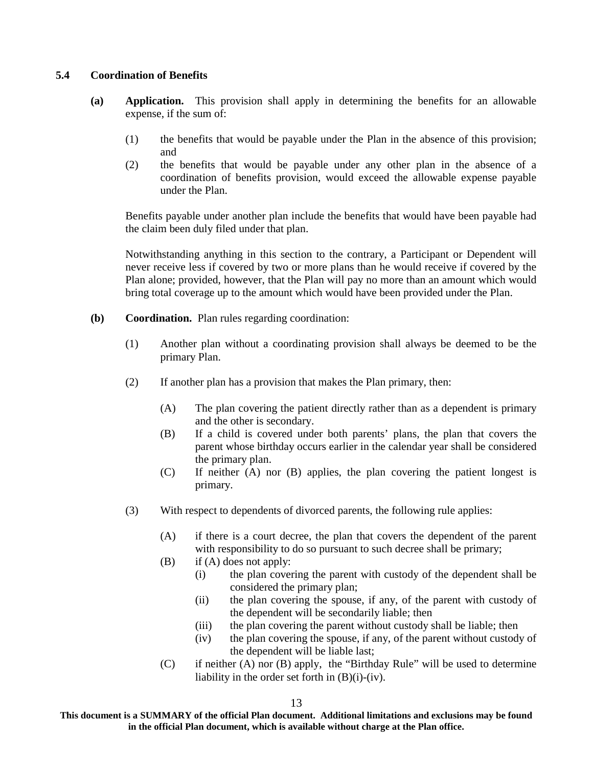### 5.4 Coordination of Benefits

**(a) Application.** This provision shall apply in determining the benefits for an allowable expense, if the sum of:

(1) the benefits that would be payable under the Plan in the absence of this provision; and

(2) the benefits that would be payable under any other plan in the absence of a coordination of benefits provision, would exceed the allowable expense payable under the Plan.

Benefits payable under another plan include the benefits that would have been payable had the claim been duly filed under that plan.

Notwithstanding anything in this section to the contrary, a Participant or Dependent will never receive less if covered by two or more plans than he would receive if covered by the Plan alone; provided, however, that the Plan will pay no more than an amount which would bring total coverage up to the amount which would have been provided under the Plan.

**(b) Coordination.** Plan rules regarding coordination:

(1) Another plan without a coordinating provision shall always be deemed to be the primary Plan.

(2) If another plan has a provision that makes the Plan primary, then:

(A) The plan covering the patient directly rather than as a dependent is primary and the other is secondary.

(B) If a child is covered under both parents' plans, the plan that covers the parent whose birthday occurs earlier in the calendar year shall be considered the primary plan.

(C) If neither (A) nor (B) applies, the plan covering the patient longest is primary.

(3) With respect to dependents of divorced parents, the following rule applies:

(A) if there is a court decree, the plan that covers the dependent of the parent with responsibility to do so pursuant to such decree shall be primary;

(B) if (A) does not apply:

(i) the plan covering the parent with custody of the dependent shall be considered the primary plan;

(ii) the plan covering the spouse, if any, of the parent with custody of the dependent will be secondarily liable; then

(iii) the plan covering the parent without custody shall be liable; then

(iv) the plan covering the spouse, if any, of the parent without custody of the dependent will be liable last;

(C) if neither (A) nor (B) apply, the "Birthday Rule" will be used to determine liability in the order set forth in (B)(i)-(iv).

**This document is a SUMMARY of the official Plan document. Additional limitations and exclusions may be found in the official Plan document, which is available without charge at the Plan office.**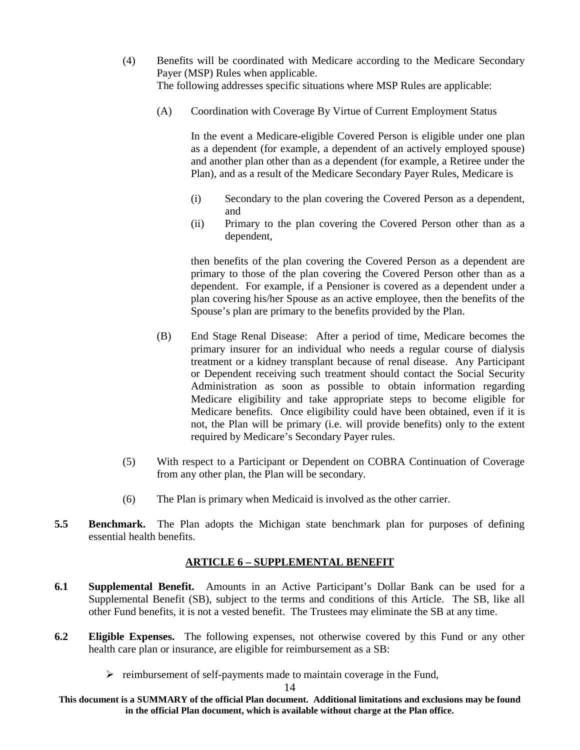(4) Benefits will be coordinated with Medicare according to the Medicare Secondary Payer (MSP) Rules when applicable.
The following addresses specific situations where MSP Rules are applicable:

(A) Coordination with Coverage By Virtue of Current Employment Status

In the event a Medicare-eligible Covered Person is eligible under one plan as a dependent (for example, a dependent of an actively employed spouse) and another plan other than as a dependent (for example, a Retiree under the Plan), and as a result of the Medicare Secondary Payer Rules, Medicare is

(i) Secondary to the plan covering the Covered Person as a dependent, and
(ii) Primary to the plan covering the Covered Person other than as a dependent,

then benefits of the plan covering the Covered Person as a dependent are primary to those of the plan covering the Covered Person other than as a dependent. For example, if a Pensioner is covered as a dependent under a plan covering his/her Spouse as an active employee, then the benefits of the Spouse's plan are primary to the benefits provided by the Plan.

(B) End Stage Renal Disease: After a period of time, Medicare becomes the primary insurer for an individual who needs a regular course of dialysis treatment or a kidney transplant because of renal disease. Any Participant or Dependent receiving such treatment should contact the Social Security Administration as soon as possible to obtain information regarding Medicare eligibility and take appropriate steps to become eligible for Medicare benefits. Once eligibility could have been obtained, even if it is not, the Plan will be primary (i.e. will provide benefits) only to the extent required by Medicare's Secondary Payer rules.

(5) With respect to a Participant or Dependent on COBRA Continuation of Coverage from any other plan, the Plan will be secondary.

(6) The Plan is primary when Medicaid is involved as the other carrier.

**5.5 Benchmark.** The Plan adopts the Michigan state benchmark plan for purposes of defining essential health benefits.

## ARTICLE 6 – SUPPLEMENTAL BENEFIT

**6.1 Supplemental Benefit.** Amounts in an Active Participant's Dollar Bank can be used for a Supplemental Benefit (SB), subject to the terms and conditions of this Article. The SB, like all other Fund benefits, it is not a vested benefit. The Trustees may eliminate the SB at any time.

**6.2 Eligible Expenses.** The following expenses, not otherwise covered by this Fund or any other health care plan or insurance, are eligible for reimbursement as a SB:

- reimbursement of self-payments made to maintain coverage in the Fund,

**This document is a SUMMARY of the official Plan document. Additional limitations and exclusions may be found in the official Plan document, which is available without charge at the Plan office.**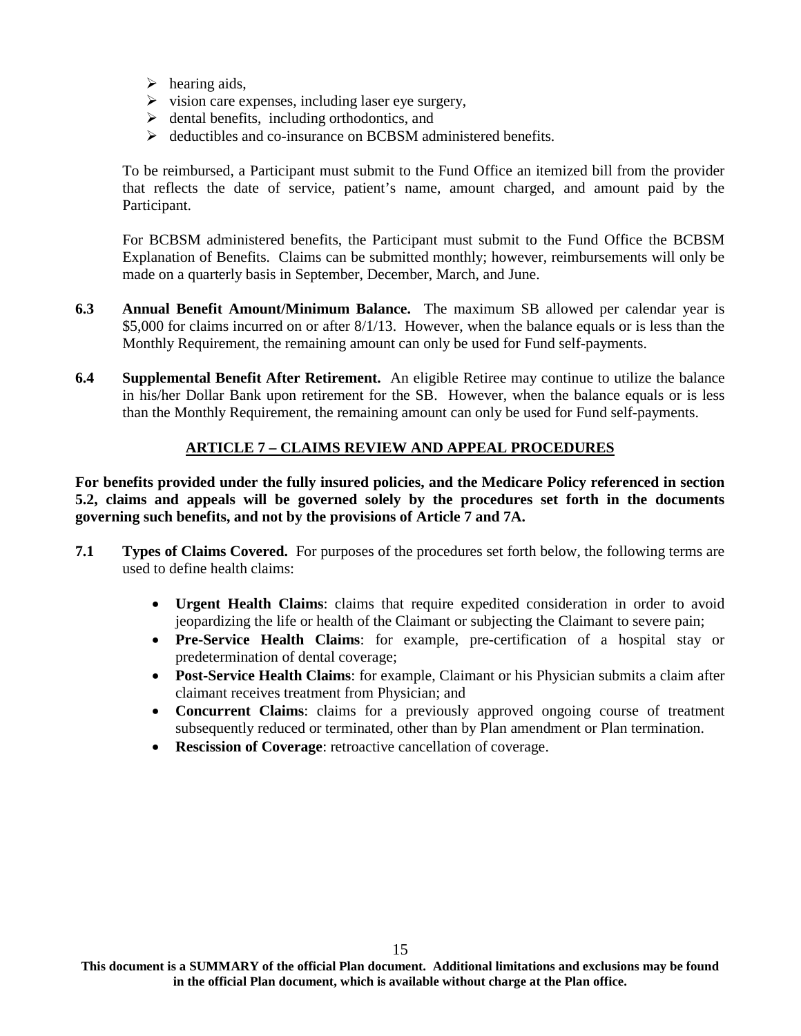- hearing aids,
- vision care expenses, including laser eye surgery,
- dental benefits, including orthodontics, and
- deductibles and co-insurance on BCBSM administered benefits.

To be reimbursed, a Participant must submit to the Fund Office an itemized bill from the provider that reflects the date of service, patient's name, amount charged, and amount paid by the Participant.

For BCBSM administered benefits, the Participant must submit to the Fund Office the BCBSM Explanation of Benefits. Claims can be submitted monthly; however, reimbursements will only be made on a quarterly basis in September, December, March, and June.

**6.3 Annual Benefit Amount/Minimum Balance.** The maximum SB allowed per calendar year is $5,000 for claims incurred on or after 8/1/13. However, when the balance equals or is less than the Monthly Requirement, the remaining amount can only be used for Fund self-payments.

**6.4 Supplemental Benefit After Retirement.** An eligible Retiree may continue to utilize the balance in his/her Dollar Bank upon retirement for the SB. However, when the balance equals or is less than the Monthly Requirement, the remaining amount can only be used for Fund self-payments.

## ARTICLE 7 – CLAIMS REVIEW AND APPEAL PROCEDURES

**For benefits provided under the fully insured policies, and the Medicare Policy referenced in section 5.2, claims and appeals will be governed solely by the procedures set forth in the documents governing such benefits, and not by the provisions of Article 7 and 7A.**

**7.1 Types of Claims Covered.** For purposes of the procedures set forth below, the following terms are used to define health claims:

- **Urgent Health Claims**: claims that require expedited consideration in order to avoid jeopardizing the life or health of the Claimant or subjecting the Claimant to severe pain;
- **Pre-Service Health Claims**: for example, pre-certification of a hospital stay or predetermination of dental coverage;
- **Post-Service Health Claims**: for example, Claimant or his Physician submits a claim after claimant receives treatment from Physician; and
- **Concurrent Claims**: claims for a previously approved ongoing course of treatment subsequently reduced or terminated, other than by Plan amendment or Plan termination.
- **Rescission of Coverage**: retroactive cancellation of coverage.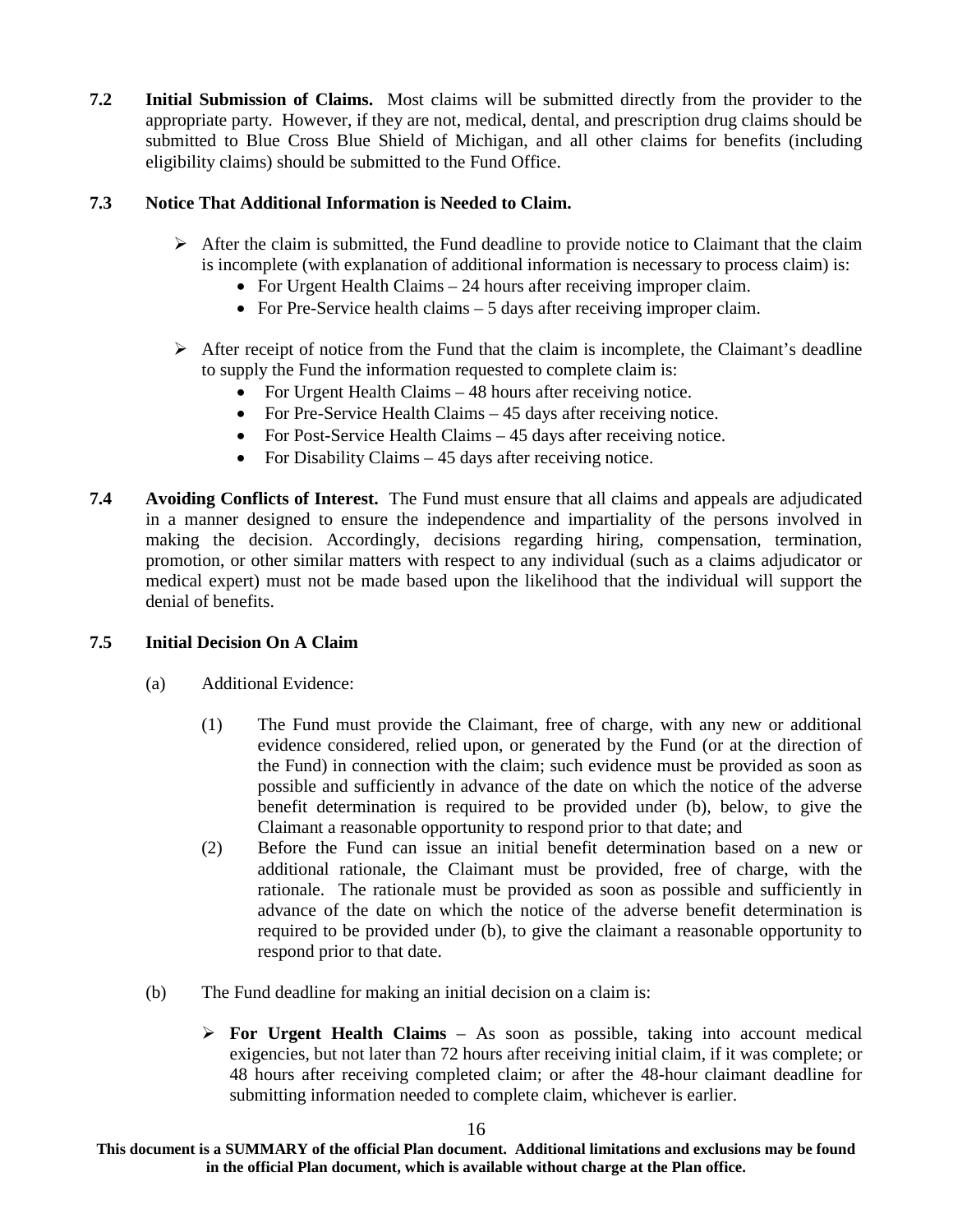**7.2 Initial Submission of Claims.** Most claims will be submitted directly from the provider to the appropriate party. However, if they are not, medical, dental, and prescription drug claims should be submitted to Blue Cross Blue Shield of Michigan, and all other claims for benefits (including eligibility claims) should be submitted to the Fund Office.

**7.3 Notice That Additional Information is Needed to Claim.**

- After the claim is submitted, the Fund deadline to provide notice to Claimant that the claim is incomplete (with explanation of additional information is necessary to process claim) is:
  - For Urgent Health Claims – 24 hours after receiving improper claim.
  - For Pre-Service health claims – 5 days after receiving improper claim.

- After receipt of notice from the Fund that the claim is incomplete, the Claimant's deadline to supply the Fund the information requested to complete claim is:
  - For Urgent Health Claims – 48 hours after receiving notice.
  - For Pre-Service Health Claims – 45 days after receiving notice.
  - For Post-Service Health Claims – 45 days after receiving notice.
  - For Disability Claims – 45 days after receiving notice.

**7.4 Avoiding Conflicts of Interest.** The Fund must ensure that all claims and appeals are adjudicated in a manner designed to ensure the independence and impartiality of the persons involved in making the decision. Accordingly, decisions regarding hiring, compensation, termination, promotion, or other similar matters with respect to any individual (such as a claims adjudicator or medical expert) must not be made based upon the likelihood that the individual will support the denial of benefits.

**7.5 Initial Decision On A Claim**

(a) Additional Evidence:

(1) The Fund must provide the Claimant, free of charge, with any new or additional evidence considered, relied upon, or generated by the Fund (or at the direction of the Fund) in connection with the claim; such evidence must be provided as soon as possible and sufficiently in advance of the date on which the notice of the adverse benefit determination is required to be provided under (b), below, to give the Claimant a reasonable opportunity to respond prior to that date; and

(2) Before the Fund can issue an initial benefit determination based on a new or additional rationale, the Claimant must be provided, free of charge, with the rationale. The rationale must be provided as soon as possible and sufficiently in advance of the date on which the notice of the adverse benefit determination is required to be provided under (b), to give the claimant a reasonable opportunity to respond prior to that date.

(b) The Fund deadline for making an initial decision on a claim is:

- **For Urgent Health Claims** – As soon as possible, taking into account medical exigencies, but not later than 72 hours after receiving initial claim, if it was complete; or 48 hours after receiving completed claim; or after the 48-hour claimant deadline for submitting information needed to complete claim, whichever is earlier.

**This document is a SUMMARY of the official Plan document. Additional limitations and exclusions may be found in the official Plan document, which is available without charge at the Plan office.**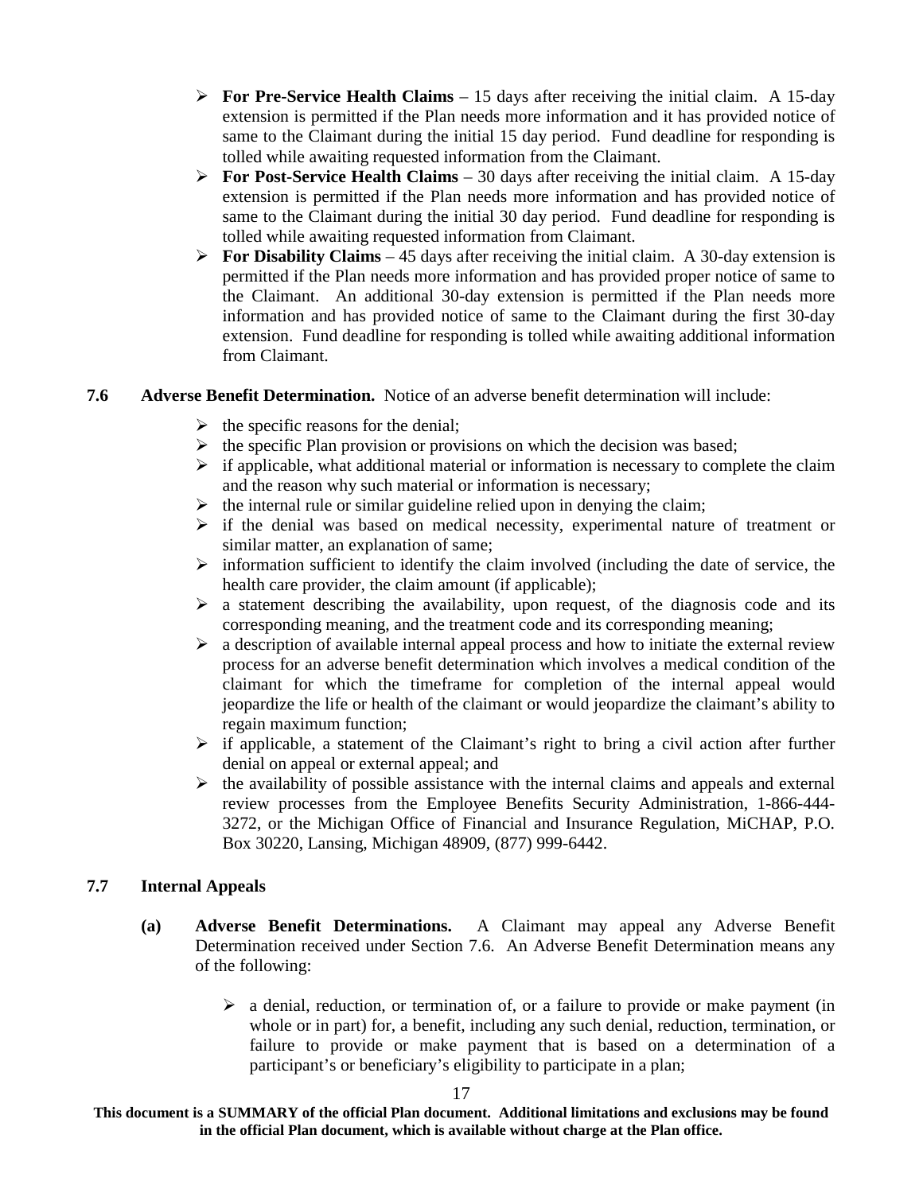- **For Pre-Service Health Claims** – 15 days after receiving the initial claim. A 15-day extension is permitted if the Plan needs more information and it has provided notice of same to the Claimant during the initial 15 day period. Fund deadline for responding is tolled while awaiting requested information from the Claimant.
- **For Post-Service Health Claims** – 30 days after receiving the initial claim. A 15-day extension is permitted if the Plan needs more information and has provided notice of same to the Claimant during the initial 30 day period. Fund deadline for responding is tolled while awaiting requested information from Claimant.
- **For Disability Claims** – 45 days after receiving the initial claim. A 30-day extension is permitted if the Plan needs more information and has provided proper notice of same to the Claimant. An additional 30-day extension is permitted if the Plan needs more information and has provided notice of same to the Claimant during the first 30-day extension. Fund deadline for responding is tolled while awaiting additional information from Claimant.

**7.6 Adverse Benefit Determination.** Notice of an adverse benefit determination will include:

- the specific reasons for the denial;
- the specific Plan provision or provisions on which the decision was based;
- if applicable, what additional material or information is necessary to complete the claim and the reason why such material or information is necessary;
- the internal rule or similar guideline relied upon in denying the claim;
- if the denial was based on medical necessity, experimental nature of treatment or similar matter, an explanation of same;
- information sufficient to identify the claim involved (including the date of service, the health care provider, the claim amount (if applicable);
- a statement describing the availability, upon request, of the diagnosis code and its corresponding meaning, and the treatment code and its corresponding meaning;
- a description of available internal appeal process and how to initiate the external review process for an adverse benefit determination which involves a medical condition of the claimant for which the timeframe for completion of the internal appeal would jeopardize the life or health of the claimant or would jeopardize the claimant's ability to regain maximum function;
- if applicable, a statement of the Claimant's right to bring a civil action after further denial on appeal or external appeal; and
- the availability of possible assistance with the internal claims and appeals and external review processes from the Employee Benefits Security Administration, 1-866-444-3272, or the Michigan Office of Financial and Insurance Regulation, MiCHAP, P.O. Box 30220, Lansing, Michigan 48909, (877) 999-6442.

**7.7 Internal Appeals**

**(a) Adverse Benefit Determinations.** A Claimant may appeal any Adverse Benefit Determination received under Section 7.6. An Adverse Benefit Determination means any of the following:

- a denial, reduction, or termination of, or a failure to provide or make payment (in whole or in part) for, a benefit, including any such denial, reduction, termination, or failure to provide or make payment that is based on a determination of a participant's or beneficiary's eligibility to participate in a plan;

**This document is a SUMMARY of the official Plan document. Additional limitations and exclusions may be found in the official Plan document, which is available without charge at the Plan office.**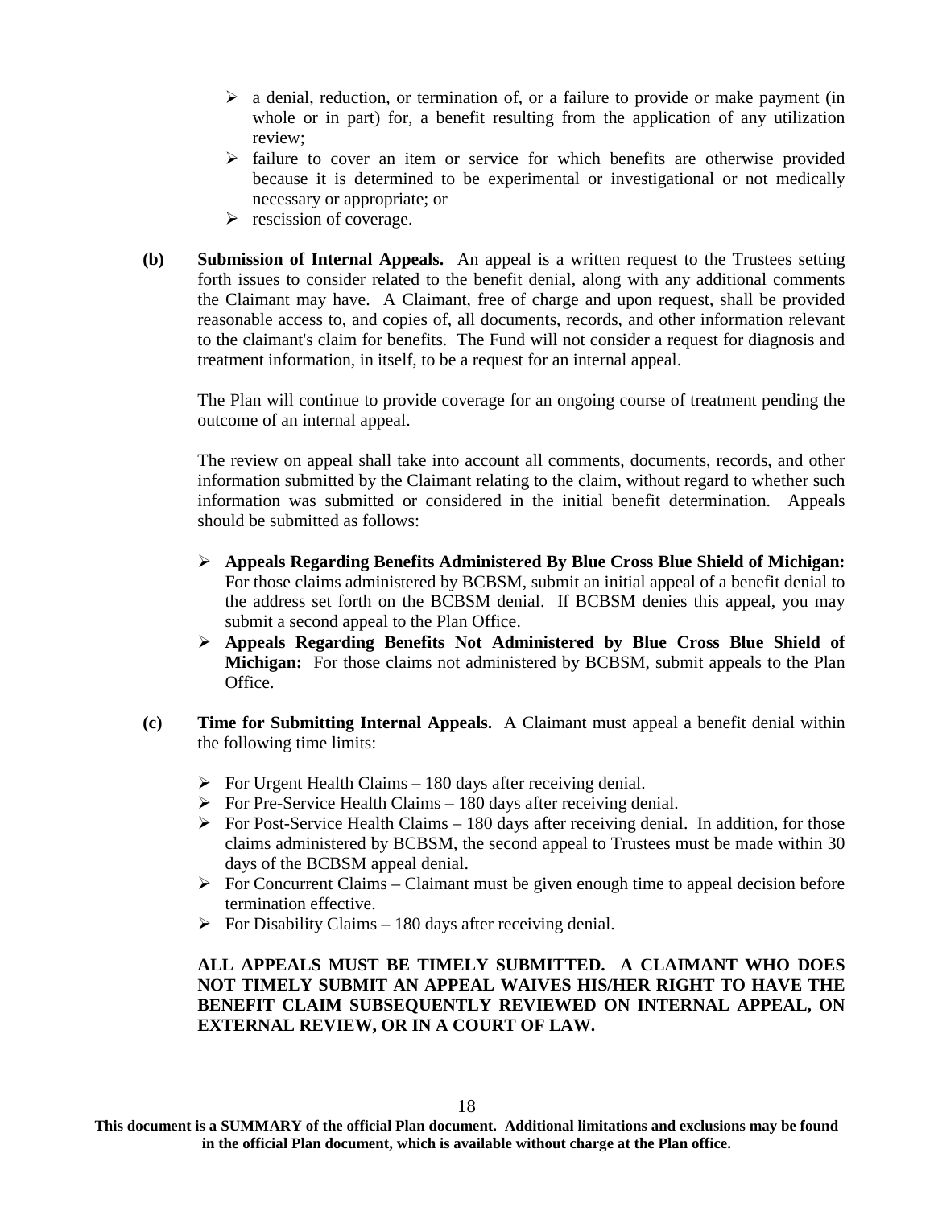- a denial, reduction, or termination of, or a failure to provide or make payment (in whole or in part) for, a benefit resulting from the application of any utilization review;
- failure to cover an item or service for which benefits are otherwise provided because it is determined to be experimental or investigational or not medically necessary or appropriate; or
- rescission of coverage.

**(b) Submission of Internal Appeals.** An appeal is a written request to the Trustees setting forth issues to consider related to the benefit denial, along with any additional comments the Claimant may have. A Claimant, free of charge and upon request, shall be provided reasonable access to, and copies of, all documents, records, and other information relevant to the claimant's claim for benefits. The Fund will not consider a request for diagnosis and treatment information, in itself, to be a request for an internal appeal.

The Plan will continue to provide coverage for an ongoing course of treatment pending the outcome of an internal appeal.

The review on appeal shall take into account all comments, documents, records, and other information submitted by the Claimant relating to the claim, without regard to whether such information was submitted or considered in the initial benefit determination. Appeals should be submitted as follows:

- **Appeals Regarding Benefits Administered By Blue Cross Blue Shield of Michigan:** For those claims administered by BCBSM, submit an initial appeal of a benefit denial to the address set forth on the BCBSM denial. If BCBSM denies this appeal, you may submit a second appeal to the Plan Office.
- **Appeals Regarding Benefits Not Administered by Blue Cross Blue Shield of Michigan:** For those claims not administered by BCBSM, submit appeals to the Plan Office.

**(c) Time for Submitting Internal Appeals.** A Claimant must appeal a benefit denial within the following time limits:

- For Urgent Health Claims – 180 days after receiving denial.
- For Pre-Service Health Claims – 180 days after receiving denial.
- For Post-Service Health Claims – 180 days after receiving denial. In addition, for those claims administered by BCBSM, the second appeal to Trustees must be made within 30 days of the BCBSM appeal denial.
- For Concurrent Claims – Claimant must be given enough time to appeal decision before termination effective.
- For Disability Claims – 180 days after receiving denial.

**ALL APPEALS MUST BE TIMELY SUBMITTED. A CLAIMANT WHO DOES NOT TIMELY SUBMIT AN APPEAL WAIVES HIS/HER RIGHT TO HAVE THE BENEFIT CLAIM SUBSEQUENTLY REVIEWED ON INTERNAL APPEAL, ON EXTERNAL REVIEW, OR IN A COURT OF LAW.**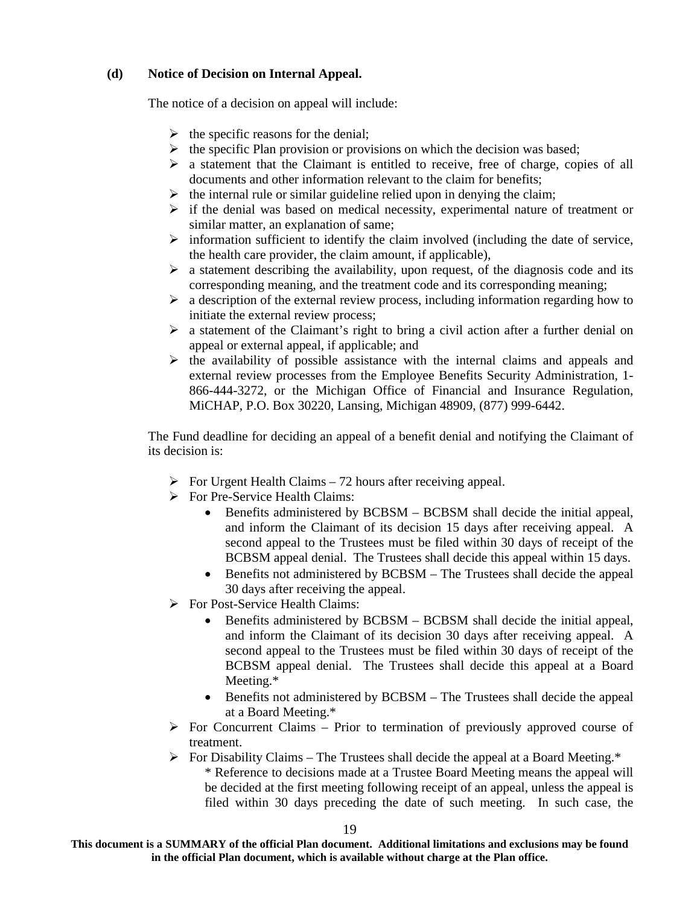**(d) Notice of Decision on Internal Appeal.**

The notice of a decision on appeal will include:

- the specific reasons for the denial;
- the specific Plan provision or provisions on which the decision was based;
- a statement that the Claimant is entitled to receive, free of charge, copies of all documents and other information relevant to the claim for benefits;
- the internal rule or similar guideline relied upon in denying the claim;
- if the denial was based on medical necessity, experimental nature of treatment or similar matter, an explanation of same;
- information sufficient to identify the claim involved (including the date of service, the health care provider, the claim amount, if applicable),
- a statement describing the availability, upon request, of the diagnosis code and its corresponding meaning, and the treatment code and its corresponding meaning;
- a description of the external review process, including information regarding how to initiate the external review process;
- a statement of the Claimant's right to bring a civil action after a further denial on appeal or external appeal, if applicable; and
- the availability of possible assistance with the internal claims and appeals and external review processes from the Employee Benefits Security Administration, 1-866-444-3272, or the Michigan Office of Financial and Insurance Regulation, MiCHAP, P.O. Box 30220, Lansing, Michigan 48909, (877) 999-6442.

The Fund deadline for deciding an appeal of a benefit denial and notifying the Claimant of its decision is:

- For Urgent Health Claims – 72 hours after receiving appeal.
- For Pre-Service Health Claims:
  - Benefits administered by BCBSM – BCBSM shall decide the initial appeal, and inform the Claimant of its decision 15 days after receiving appeal. A second appeal to the Trustees must be filed within 30 days of receipt of the BCBSM appeal denial. The Trustees shall decide this appeal within 15 days.
  - Benefits not administered by BCBSM – The Trustees shall decide the appeal 30 days after receiving the appeal.
- For Post-Service Health Claims:
  - Benefits administered by BCBSM – BCBSM shall decide the initial appeal, and inform the Claimant of its decision 30 days after receiving appeal. A second appeal to the Trustees must be filed within 30 days of receipt of the BCBSM appeal denial. The Trustees shall decide this appeal at a Board Meeting.*
  - Benefits not administered by BCBSM – The Trustees shall decide the appeal at a Board Meeting.*
- For Concurrent Claims – Prior to termination of previously approved course of treatment.
- For Disability Claims – The Trustees shall decide the appeal at a Board Meeting.*

  * Reference to decisions made at a Trustee Board Meeting means the appeal will be decided at the first meeting following receipt of an appeal, unless the appeal is filed within 30 days preceding the date of such meeting. In such case, the

**This document is a SUMMARY of the official Plan document. Additional limitations and exclusions may be found in the official Plan document, which is available without charge at the Plan office.**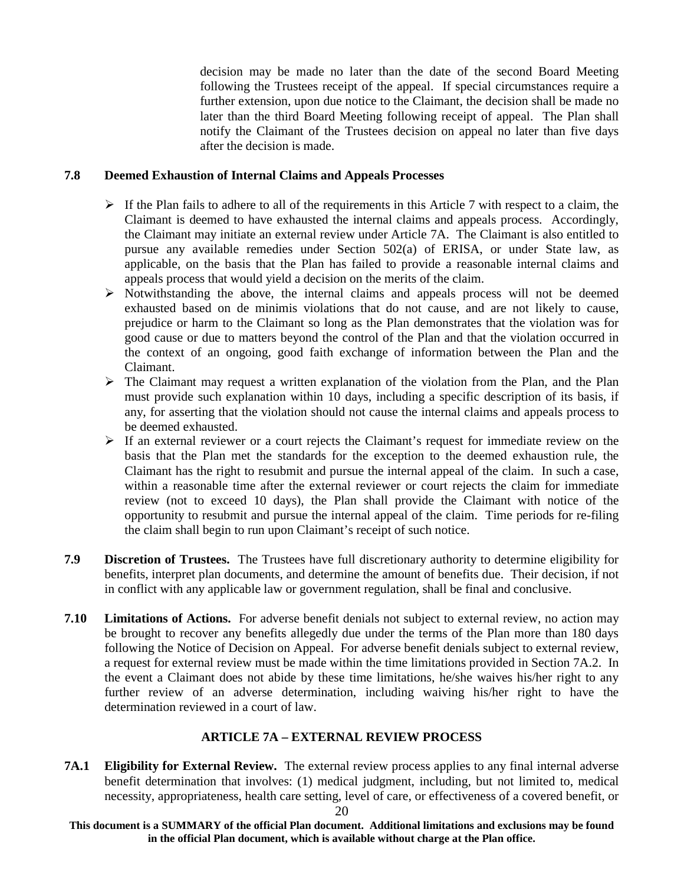decision may be made no later than the date of the second Board Meeting following the Trustees receipt of the appeal. If special circumstances require a further extension, upon due notice to the Claimant, the decision shall be made no later than the third Board Meeting following receipt of appeal. The Plan shall notify the Claimant of the Trustees decision on appeal no later than five days after the decision is made.

**7.8 Deemed Exhaustion of Internal Claims and Appeals Processes**

- If the Plan fails to adhere to all of the requirements in this Article 7 with respect to a claim, the Claimant is deemed to have exhausted the internal claims and appeals process. Accordingly, the Claimant may initiate an external review under Article 7A. The Claimant is also entitled to pursue any available remedies under Section 502(a) of ERISA, or under State law, as applicable, on the basis that the Plan has failed to provide a reasonable internal claims and appeals process that would yield a decision on the merits of the claim.
- Notwithstanding the above, the internal claims and appeals process will not be deemed exhausted based on de minimis violations that do not cause, and are not likely to cause, prejudice or harm to the Claimant so long as the Plan demonstrates that the violation was for good cause or due to matters beyond the control of the Plan and that the violation occurred in the context of an ongoing, good faith exchange of information between the Plan and the Claimant.
- The Claimant may request a written explanation of the violation from the Plan, and the Plan must provide such explanation within 10 days, including a specific description of its basis, if any, for asserting that the violation should not cause the internal claims and appeals process to be deemed exhausted.
- If an external reviewer or a court rejects the Claimant's request for immediate review on the basis that the Plan met the standards for the exception to the deemed exhaustion rule, the Claimant has the right to resubmit and pursue the internal appeal of the claim. In such a case, within a reasonable time after the external reviewer or court rejects the claim for immediate review (not to exceed 10 days), the Plan shall provide the Claimant with notice of the opportunity to resubmit and pursue the internal appeal of the claim. Time periods for re-filing the claim shall begin to run upon Claimant's receipt of such notice.

**7.9 Discretion of Trustees.** The Trustees have full discretionary authority to determine eligibility for benefits, interpret plan documents, and determine the amount of benefits due. Their decision, if not in conflict with any applicable law or government regulation, shall be final and conclusive.

**7.10 Limitations of Actions.** For adverse benefit denials not subject to external review, no action may be brought to recover any benefits allegedly due under the terms of the Plan more than 180 days following the Notice of Decision on Appeal. For adverse benefit denials subject to external review, a request for external review must be made within the time limitations provided in Section 7A.2. In the event a Claimant does not abide by these time limitations, he/she waives his/her right to any further review of an adverse determination, including waiving his/her right to have the determination reviewed in a court of law.

## ARTICLE 7A – EXTERNAL REVIEW PROCESS

**7A.1 Eligibility for External Review.** The external review process applies to any final internal adverse benefit determination that involves: (1) medical judgment, including, but not limited to, medical necessity, appropriateness, health care setting, level of care, or effectiveness of a covered benefit, or

**This document is a SUMMARY of the official Plan document. Additional limitations and exclusions may be found in the official Plan document, which is available without charge at the Plan office.**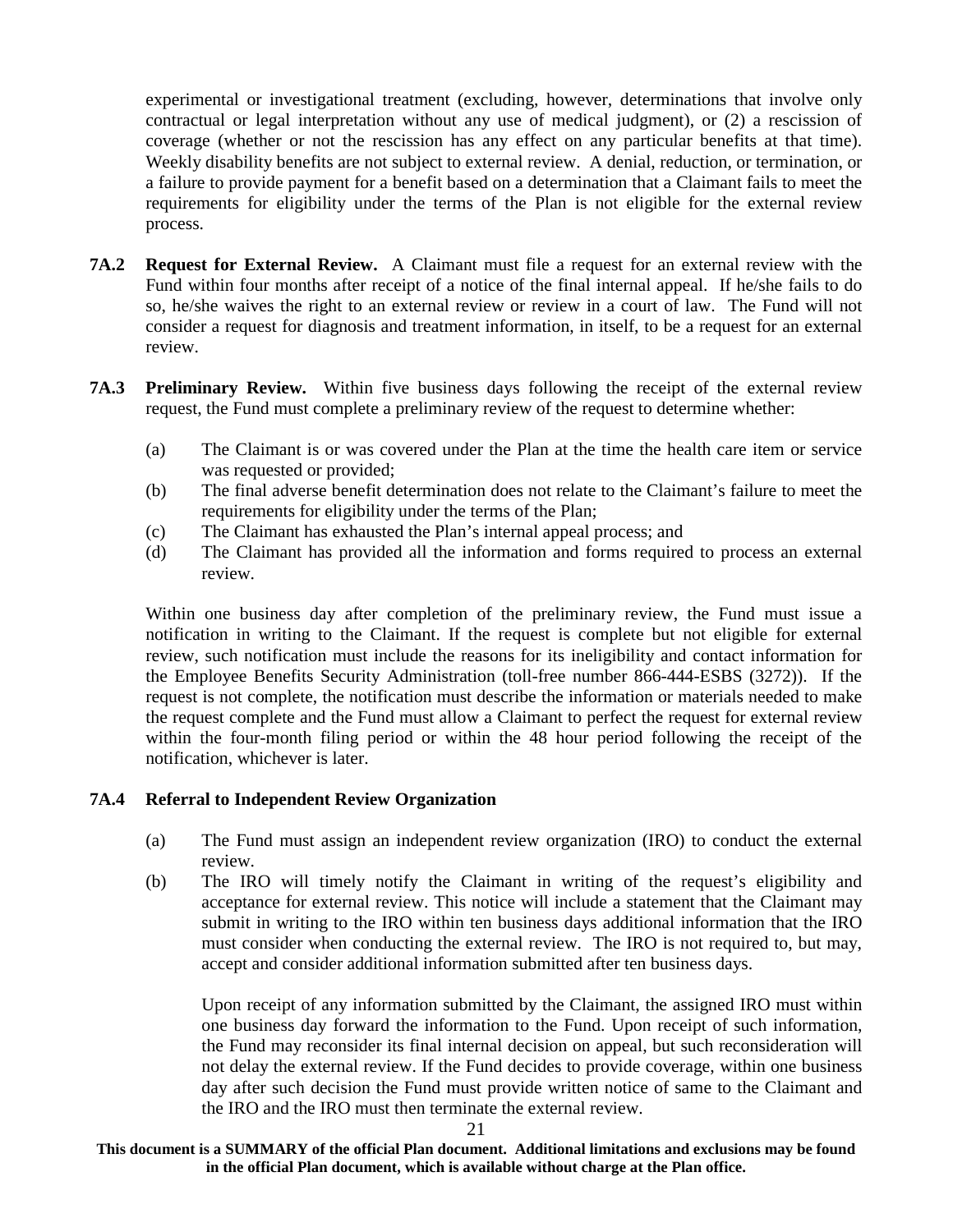experimental or investigational treatment (excluding, however, determinations that involve only contractual or legal interpretation without any use of medical judgment), or (2) a rescission of coverage (whether or not the rescission has any effect on any particular benefits at that time). Weekly disability benefits are not subject to external review. A denial, reduction, or termination, or a failure to provide payment for a benefit based on a determination that a Claimant fails to meet the requirements for eligibility under the terms of the Plan is not eligible for the external review process.

**7A.2 Request for External Review.** A Claimant must file a request for an external review with the Fund within four months after receipt of a notice of the final internal appeal. If he/she fails to do so, he/she waives the right to an external review or review in a court of law. The Fund will not consider a request for diagnosis and treatment information, in itself, to be a request for an external review.

**7A.3 Preliminary Review.** Within five business days following the receipt of the external review request, the Fund must complete a preliminary review of the request to determine whether:

(a) The Claimant is or was covered under the Plan at the time the health care item or service was requested or provided;

(b) The final adverse benefit determination does not relate to the Claimant's failure to meet the requirements for eligibility under the terms of the Plan;

(c) The Claimant has exhausted the Plan's internal appeal process; and

(d) The Claimant has provided all the information and forms required to process an external review.

Within one business day after completion of the preliminary review, the Fund must issue a notification in writing to the Claimant. If the request is complete but not eligible for external review, such notification must include the reasons for its ineligibility and contact information for the Employee Benefits Security Administration (toll-free number 866-444-ESBS (3272)). If the request is not complete, the notification must describe the information or materials needed to make the request complete and the Fund must allow a Claimant to perfect the request for external review within the four-month filing period or within the 48 hour period following the receipt of the notification, whichever is later.

**7A.4 Referral to Independent Review Organization**

(a) The Fund must assign an independent review organization (IRO) to conduct the external review.

(b) The IRO will timely notify the Claimant in writing of the request's eligibility and acceptance for external review. This notice will include a statement that the Claimant may submit in writing to the IRO within ten business days additional information that the IRO must consider when conducting the external review. The IRO is not required to, but may, accept and consider additional information submitted after ten business days.

Upon receipt of any information submitted by the Claimant, the assigned IRO must within one business day forward the information to the Fund. Upon receipt of such information, the Fund may reconsider its final internal decision on appeal, but such reconsideration will not delay the external review. If the Fund decides to provide coverage, within one business day after such decision the Fund must provide written notice of same to the Claimant and the IRO and the IRO must then terminate the external review.

**This document is a SUMMARY of the official Plan document. Additional limitations and exclusions may be found in the official Plan document, which is available without charge at the Plan office.**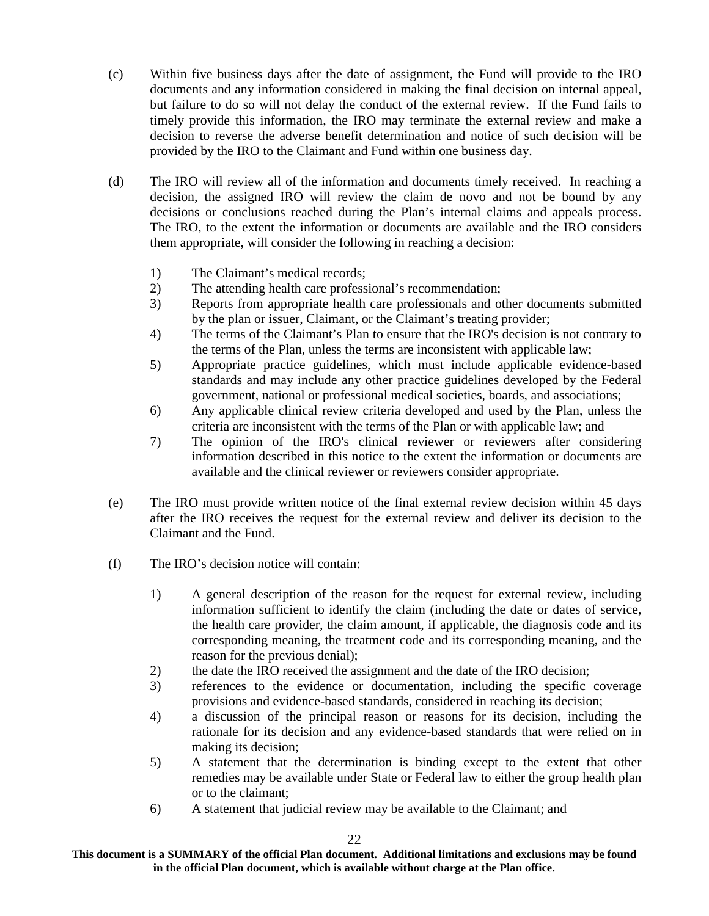(c) Within five business days after the date of assignment, the Fund will provide to the IRO documents and any information considered in making the final decision on internal appeal, but failure to do so will not delay the conduct of the external review. If the Fund fails to timely provide this information, the IRO may terminate the external review and make a decision to reverse the adverse benefit determination and notice of such decision will be provided by the IRO to the Claimant and Fund within one business day.

(d) The IRO will review all of the information and documents timely received. In reaching a decision, the assigned IRO will review the claim de novo and not be bound by any decisions or conclusions reached during the Plan's internal claims and appeals process. The IRO, to the extent the information or documents are available and the IRO considers them appropriate, will consider the following in reaching a decision:

1) The Claimant's medical records;
2) The attending health care professional's recommendation;
3) Reports from appropriate health care professionals and other documents submitted by the plan or issuer, Claimant, or the Claimant's treating provider;
4) The terms of the Claimant's Plan to ensure that the IRO's decision is not contrary to the terms of the Plan, unless the terms are inconsistent with applicable law;
5) Appropriate practice guidelines, which must include applicable evidence-based standards and may include any other practice guidelines developed by the Federal government, national or professional medical societies, boards, and associations;
6) Any applicable clinical review criteria developed and used by the Plan, unless the criteria are inconsistent with the terms of the Plan or with applicable law; and
7) The opinion of the IRO's clinical reviewer or reviewers after considering information described in this notice to the extent the information or documents are available and the clinical reviewer or reviewers consider appropriate.

(e) The IRO must provide written notice of the final external review decision within 45 days after the IRO receives the request for the external review and deliver its decision to the Claimant and the Fund.

(f) The IRO's decision notice will contain:

1) A general description of the reason for the request for external review, including information sufficient to identify the claim (including the date or dates of service, the health care provider, the claim amount, if applicable, the diagnosis code and its corresponding meaning, the treatment code and its corresponding meaning, and the reason for the previous denial);
2) the date the IRO received the assignment and the date of the IRO decision;
3) references to the evidence or documentation, including the specific coverage provisions and evidence-based standards, considered in reaching its decision;
4) a discussion of the principal reason or reasons for its decision, including the rationale for its decision and any evidence-based standards that were relied on in making its decision;
5) A statement that the determination is binding except to the extent that other remedies may be available under State or Federal law to either the group health plan or to the claimant;
6) A statement that judicial review may be available to the Claimant; and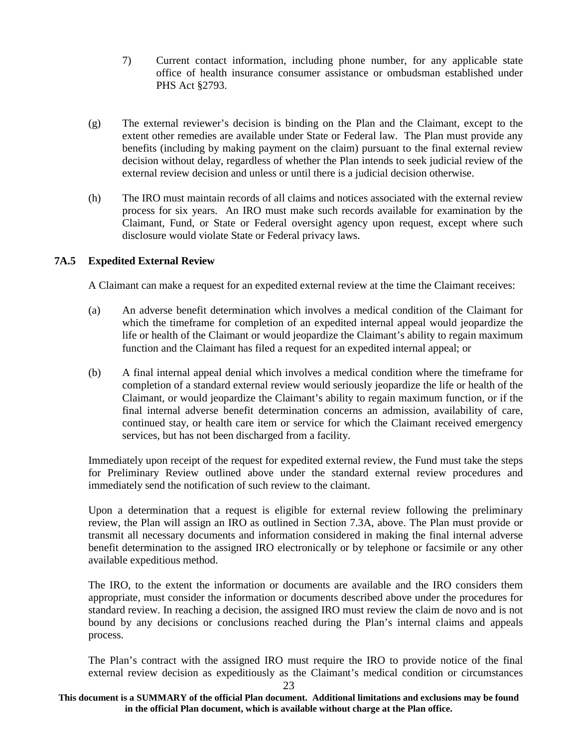7) Current contact information, including phone number, for any applicable state office of health insurance consumer assistance or ombudsman established under PHS Act §2793.

(g) The external reviewer's decision is binding on the Plan and the Claimant, except to the extent other remedies are available under State or Federal law. The Plan must provide any benefits (including by making payment on the claim) pursuant to the final external review decision without delay, regardless of whether the Plan intends to seek judicial review of the external review decision and unless or until there is a judicial decision otherwise.

(h) The IRO must maintain records of all claims and notices associated with the external review process for six years. An IRO must make such records available for examination by the Claimant, Fund, or State or Federal oversight agency upon request, except where such disclosure would violate State or Federal privacy laws.

### 7A.5 Expedited External Review

A Claimant can make a request for an expedited external review at the time the Claimant receives:

(a) An adverse benefit determination which involves a medical condition of the Claimant for which the timeframe for completion of an expedited internal appeal would jeopardize the life or health of the Claimant or would jeopardize the Claimant's ability to regain maximum function and the Claimant has filed a request for an expedited internal appeal; or

(b) A final internal appeal denial which involves a medical condition where the timeframe for completion of a standard external review would seriously jeopardize the life or health of the Claimant, or would jeopardize the Claimant's ability to regain maximum function, or if the final internal adverse benefit determination concerns an admission, availability of care, continued stay, or health care item or service for which the Claimant received emergency services, but has not been discharged from a facility.

Immediately upon receipt of the request for expedited external review, the Fund must take the steps for Preliminary Review outlined above under the standard external review procedures and immediately send the notification of such review to the claimant.

Upon a determination that a request is eligible for external review following the preliminary review, the Plan will assign an IRO as outlined in Section 7.3A, above. The Plan must provide or transmit all necessary documents and information considered in making the final internal adverse benefit determination to the assigned IRO electronically or by telephone or facsimile or any other available expeditious method.

The IRO, to the extent the information or documents are available and the IRO considers them appropriate, must consider the information or documents described above under the procedures for standard review. In reaching a decision, the assigned IRO must review the claim de novo and is not bound by any decisions or conclusions reached during the Plan's internal claims and appeals process.

The Plan's contract with the assigned IRO must require the IRO to provide notice of the final external review decision as expeditiously as the Claimant's medical condition or circumstances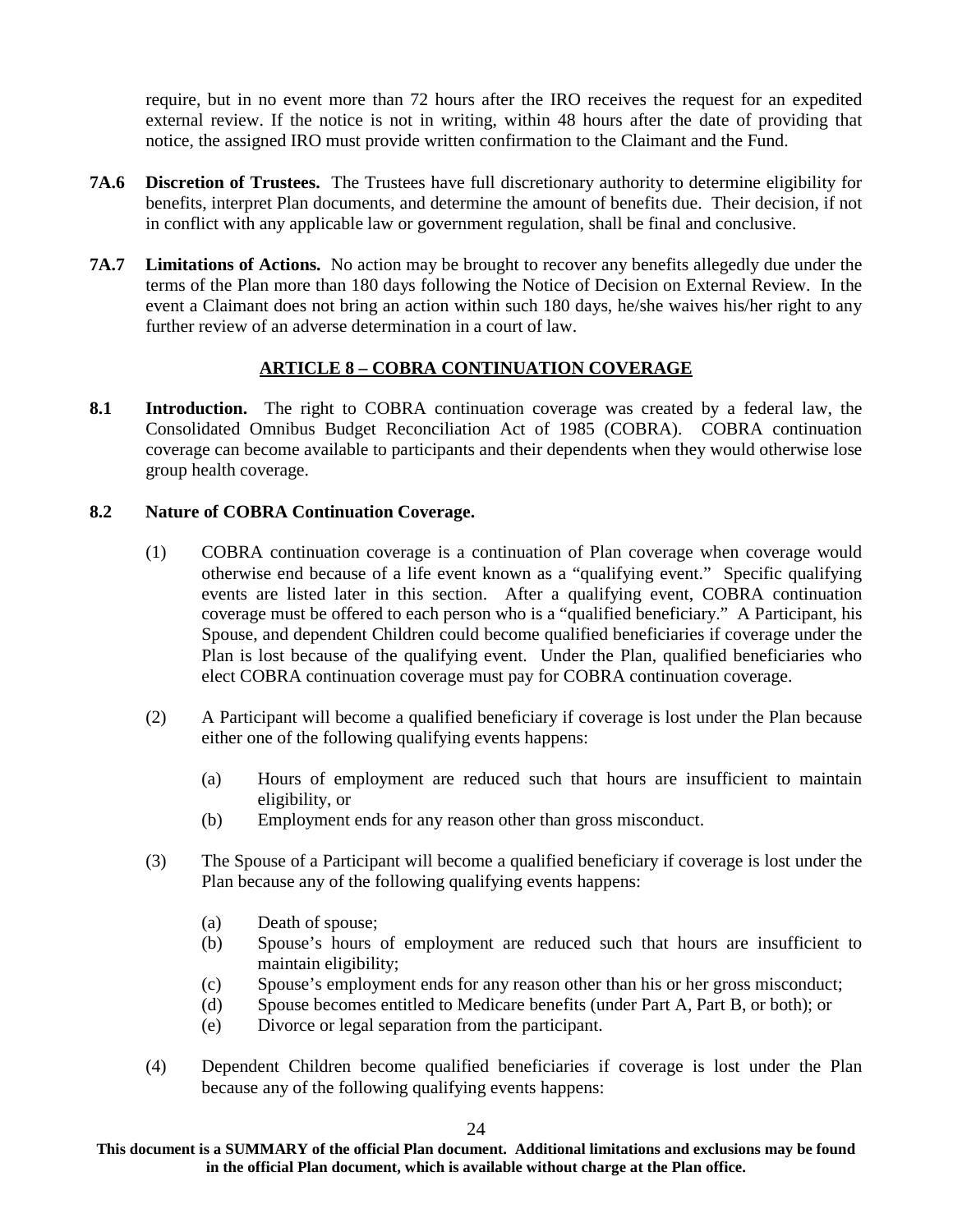require, but in no event more than 72 hours after the IRO receives the request for an expedited external review. If the notice is not in writing, within 48 hours after the date of providing that notice, the assigned IRO must provide written confirmation to the Claimant and the Fund.

**7A.6 Discretion of Trustees.** The Trustees have full discretionary authority to determine eligibility for benefits, interpret Plan documents, and determine the amount of benefits due. Their decision, if not in conflict with any applicable law or government regulation, shall be final and conclusive.

**7A.7 Limitations of Actions.** No action may be brought to recover any benefits allegedly due under the terms of the Plan more than 180 days following the Notice of Decision on External Review. In the event a Claimant does not bring an action within such 180 days, he/she waives his/her right to any further review of an adverse determination in a court of law.

## ARTICLE 8 – COBRA CONTINUATION COVERAGE

**8.1 Introduction.** The right to COBRA continuation coverage was created by a federal law, the Consolidated Omnibus Budget Reconciliation Act of 1985 (COBRA). COBRA continuation coverage can become available to participants and their dependents when they would otherwise lose group health coverage.

**8.2 Nature of COBRA Continuation Coverage.**

(1) COBRA continuation coverage is a continuation of Plan coverage when coverage would otherwise end because of a life event known as a "qualifying event." Specific qualifying events are listed later in this section. After a qualifying event, COBRA continuation coverage must be offered to each person who is a "qualified beneficiary." A Participant, his Spouse, and dependent Children could become qualified beneficiaries if coverage under the Plan is lost because of the qualifying event. Under the Plan, qualified beneficiaries who elect COBRA continuation coverage must pay for COBRA continuation coverage.

(2) A Participant will become a qualified beneficiary if coverage is lost under the Plan because either one of the following qualifying events happens:

- (a) Hours of employment are reduced such that hours are insufficient to maintain eligibility, or
- (b) Employment ends for any reason other than gross misconduct.

(3) The Spouse of a Participant will become a qualified beneficiary if coverage is lost under the Plan because any of the following qualifying events happens:

- (a) Death of spouse;
- (b) Spouse's hours of employment are reduced such that hours are insufficient to maintain eligibility;
- (c) Spouse's employment ends for any reason other than his or her gross misconduct;
- (d) Spouse becomes entitled to Medicare benefits (under Part A, Part B, or both); or
- (e) Divorce or legal separation from the participant.

(4) Dependent Children become qualified beneficiaries if coverage is lost under the Plan because any of the following qualifying events happens:

**This document is a SUMMARY of the official Plan document. Additional limitations and exclusions may be found in the official Plan document, which is available without charge at the Plan office.**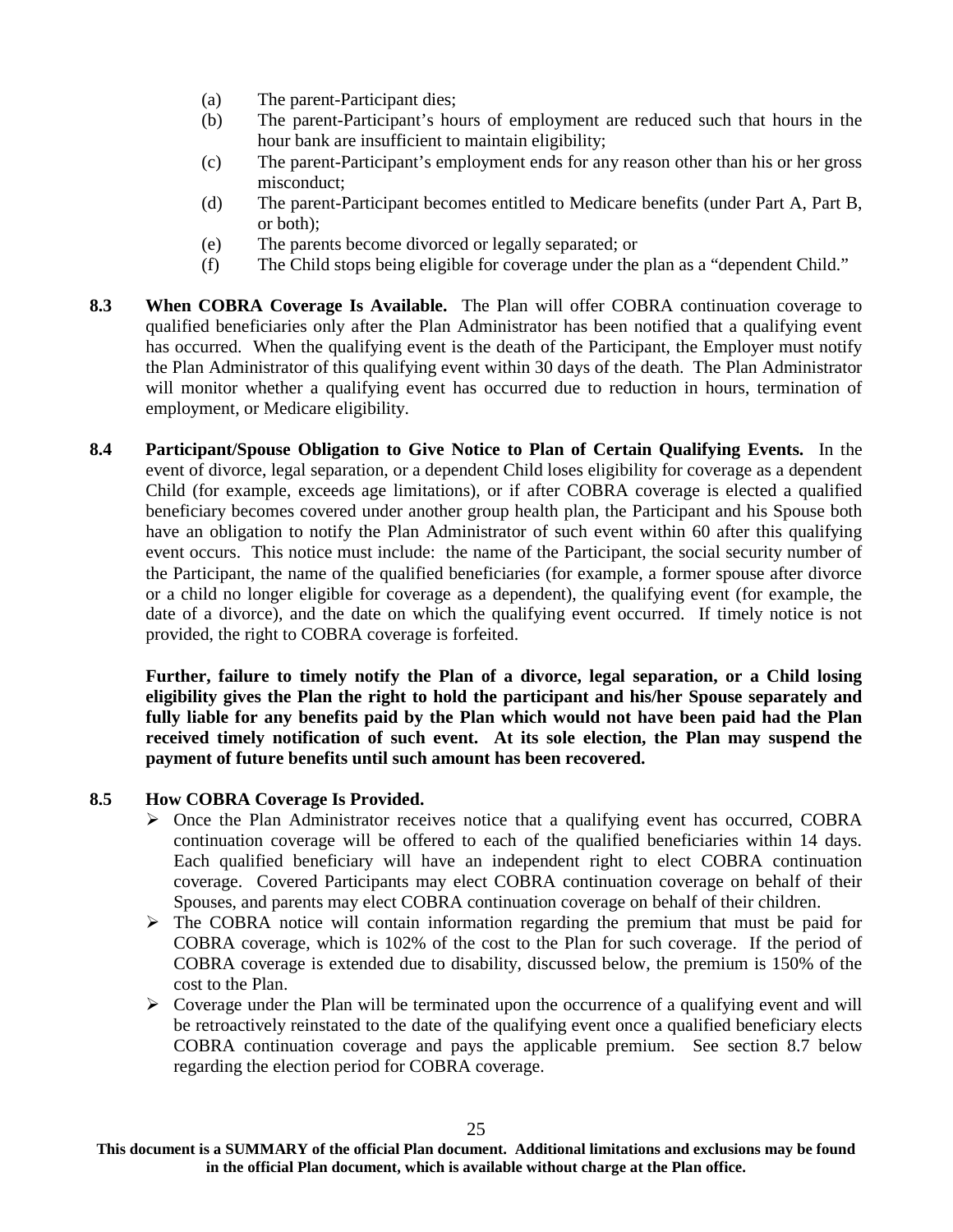(a) The parent-Participant dies;
(b) The parent-Participant's hours of employment are reduced such that hours in the hour bank are insufficient to maintain eligibility;
(c) The parent-Participant's employment ends for any reason other than his or her gross misconduct;
(d) The parent-Participant becomes entitled to Medicare benefits (under Part A, Part B, or both);
(e) The parents become divorced or legally separated; or
(f) The Child stops being eligible for coverage under the plan as a "dependent Child."

**8.3 When COBRA Coverage Is Available.** The Plan will offer COBRA continuation coverage to qualified beneficiaries only after the Plan Administrator has been notified that a qualifying event has occurred. When the qualifying event is the death of the Participant, the Employer must notify the Plan Administrator of this qualifying event within 30 days of the death. The Plan Administrator will monitor whether a qualifying event has occurred due to reduction in hours, termination of employment, or Medicare eligibility.

**8.4 Participant/Spouse Obligation to Give Notice to Plan of Certain Qualifying Events.** In the event of divorce, legal separation, or a dependent Child loses eligibility for coverage as a dependent Child (for example, exceeds age limitations), or if after COBRA coverage is elected a qualified beneficiary becomes covered under another group health plan, the Participant and his Spouse both have an obligation to notify the Plan Administrator of such event within 60 after this qualifying event occurs. This notice must include: the name of the Participant, the social security number of the Participant, the name of the qualified beneficiaries (for example, a former spouse after divorce or a child no longer eligible for coverage as a dependent), the qualifying event (for example, the date of a divorce), and the date on which the qualifying event occurred. If timely notice is not provided, the right to COBRA coverage is forfeited.

**Further, failure to timely notify the Plan of a divorce, legal separation, or a Child losing eligibility gives the Plan the right to hold the participant and his/her Spouse separately and fully liable for any benefits paid by the Plan which would not have been paid had the Plan received timely notification of such event. At its sole election, the Plan may suspend the payment of future benefits until such amount has been recovered.**

**8.5 How COBRA Coverage Is Provided.**

- Once the Plan Administrator receives notice that a qualifying event has occurred, COBRA continuation coverage will be offered to each of the qualified beneficiaries within 14 days. Each qualified beneficiary will have an independent right to elect COBRA continuation coverage. Covered Participants may elect COBRA continuation coverage on behalf of their Spouses, and parents may elect COBRA continuation coverage on behalf of their children.
- The COBRA notice will contain information regarding the premium that must be paid for COBRA coverage, which is 102% of the cost to the Plan for such coverage. If the period of COBRA coverage is extended due to disability, discussed below, the premium is 150% of the cost to the Plan.
- Coverage under the Plan will be terminated upon the occurrence of a qualifying event and will be retroactively reinstated to the date of the qualifying event once a qualified beneficiary elects COBRA continuation coverage and pays the applicable premium. See section 8.7 below regarding the election period for COBRA coverage.

**This document is a SUMMARY of the official Plan document. Additional limitations and exclusions may be found in the official Plan document, which is available without charge at the Plan office.**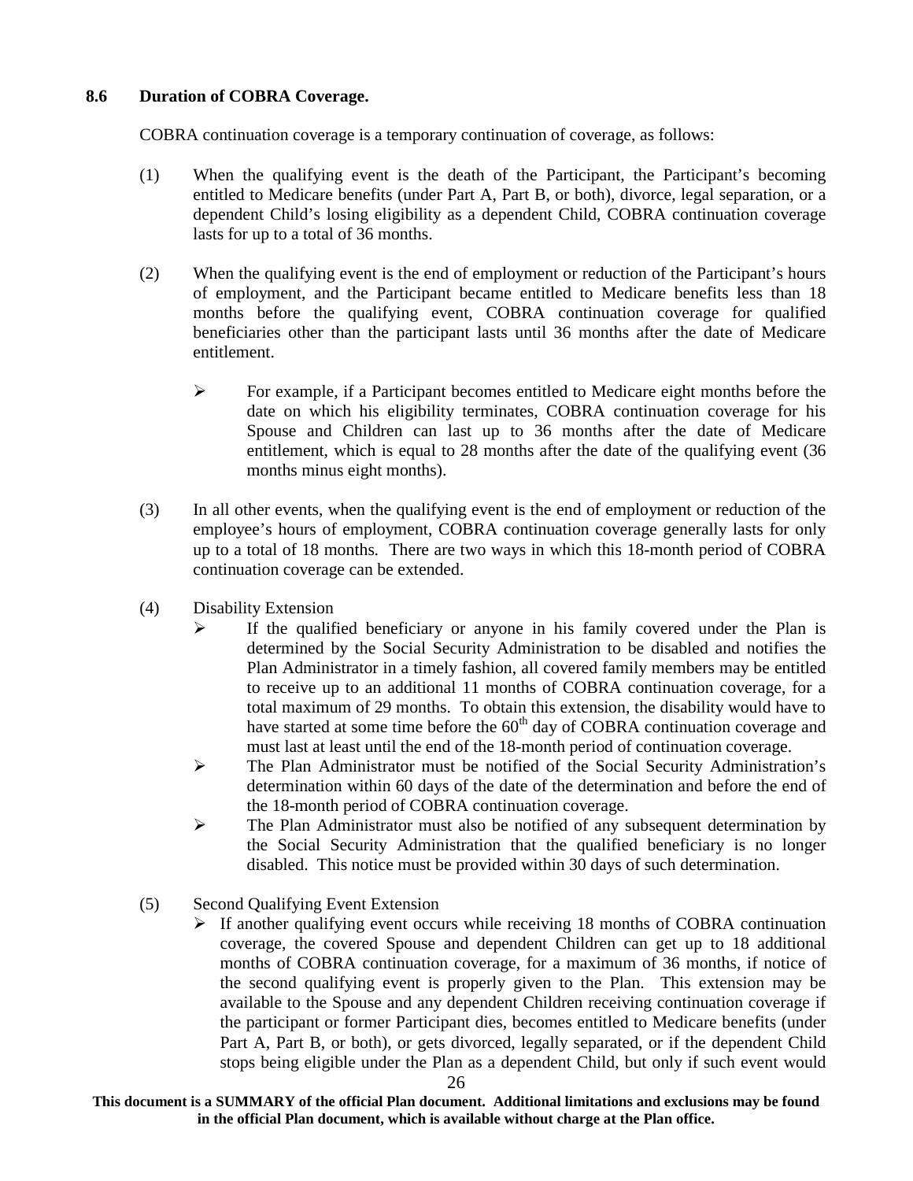### 8.6 Duration of COBRA Coverage.

COBRA continuation coverage is a temporary continuation of coverage, as follows:

(1) When the qualifying event is the death of the Participant, the Participant's becoming entitled to Medicare benefits (under Part A, Part B, or both), divorce, legal separation, or a dependent Child's losing eligibility as a dependent Child, COBRA continuation coverage lasts for up to a total of 36 months.

(2) When the qualifying event is the end of employment or reduction of the Participant's hours of employment, and the Participant became entitled to Medicare benefits less than 18 months before the qualifying event, COBRA continuation coverage for qualified beneficiaries other than the participant lasts until 36 months after the date of Medicare entitlement.

- For example, if a Participant becomes entitled to Medicare eight months before the date on which his eligibility terminates, COBRA continuation coverage for his Spouse and Children can last up to 36 months after the date of Medicare entitlement, which is equal to 28 months after the date of the qualifying event (36 months minus eight months).

(3) In all other events, when the qualifying event is the end of employment or reduction of the employee's hours of employment, COBRA continuation coverage generally lasts for only up to a total of 18 months. There are two ways in which this 18-month period of COBRA continuation coverage can be extended.

(4) Disability Extension

- If the qualified beneficiary or anyone in his family covered under the Plan is determined by the Social Security Administration to be disabled and notifies the Plan Administrator in a timely fashion, all covered family members may be entitled to receive up to an additional 11 months of COBRA continuation coverage, for a total maximum of 29 months. To obtain this extension, the disability would have to have started at some time before the 60th day of COBRA continuation coverage and must last at least until the end of the 18-month period of continuation coverage.
- The Plan Administrator must be notified of the Social Security Administration's determination within 60 days of the date of the determination and before the end of the 18-month period of COBRA continuation coverage.
- The Plan Administrator must also be notified of any subsequent determination by the Social Security Administration that the qualified beneficiary is no longer disabled. This notice must be provided within 30 days of such determination.

(5) Second Qualifying Event Extension

- If another qualifying event occurs while receiving 18 months of COBRA continuation coverage, the covered Spouse and dependent Children can get up to 18 additional months of COBRA continuation coverage, for a maximum of 36 months, if notice of the second qualifying event is properly given to the Plan. This extension may be available to the Spouse and any dependent Children receiving continuation coverage if the participant or former Participant dies, becomes entitled to Medicare benefits (under Part A, Part B, or both), or gets divorced, legally separated, or if the dependent Child stops being eligible under the Plan as a dependent Child, but only if such event would

**This document is a SUMMARY of the official Plan document. Additional limitations and exclusions may be found in the official Plan document, which is available without charge at the Plan office.**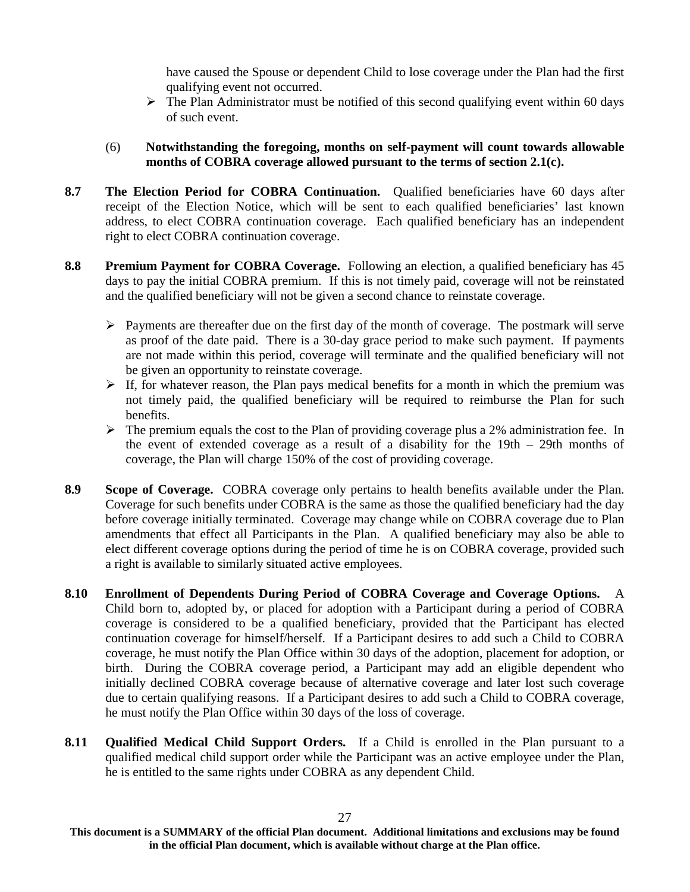have caused the Spouse or dependent Child to lose coverage under the Plan had the first qualifying event not occurred.

- The Plan Administrator must be notified of this second qualifying event within 60 days of such event.

(6) **Notwithstanding the foregoing, months on self-payment will count towards allowable months of COBRA coverage allowed pursuant to the terms of section 2.1(c).**

**8.7 The Election Period for COBRA Continuation.** Qualified beneficiaries have 60 days after receipt of the Election Notice, which will be sent to each qualified beneficiaries' last known address, to elect COBRA continuation coverage. Each qualified beneficiary has an independent right to elect COBRA continuation coverage.

**8.8 Premium Payment for COBRA Coverage.** Following an election, a qualified beneficiary has 45 days to pay the initial COBRA premium. If this is not timely paid, coverage will not be reinstated and the qualified beneficiary will not be given a second chance to reinstate coverage.

- Payments are thereafter due on the first day of the month of coverage. The postmark will serve as proof of the date paid. There is a 30-day grace period to make such payment. If payments are not made within this period, coverage will terminate and the qualified beneficiary will not be given an opportunity to reinstate coverage.
- If, for whatever reason, the Plan pays medical benefits for a month in which the premium was not timely paid, the qualified beneficiary will be required to reimburse the Plan for such benefits.
- The premium equals the cost to the Plan of providing coverage plus a 2% administration fee. In the event of extended coverage as a result of a disability for the 19th – 29th months of coverage, the Plan will charge 150% of the cost of providing coverage.

**8.9 Scope of Coverage.** COBRA coverage only pertains to health benefits available under the Plan. Coverage for such benefits under COBRA is the same as those the qualified beneficiary had the day before coverage initially terminated. Coverage may change while on COBRA coverage due to Plan amendments that effect all Participants in the Plan. A qualified beneficiary may also be able to elect different coverage options during the period of time he is on COBRA coverage, provided such a right is available to similarly situated active employees.

**8.10 Enrollment of Dependents During Period of COBRA Coverage and Coverage Options.** A Child born to, adopted by, or placed for adoption with a Participant during a period of COBRA coverage is considered to be a qualified beneficiary, provided that the Participant has elected continuation coverage for himself/herself. If a Participant desires to add such a Child to COBRA coverage, he must notify the Plan Office within 30 days of the adoption, placement for adoption, or birth. During the COBRA coverage period, a Participant may add an eligible dependent who initially declined COBRA coverage because of alternative coverage and later lost such coverage due to certain qualifying reasons. If a Participant desires to add such a Child to COBRA coverage, he must notify the Plan Office within 30 days of the loss of coverage.

**8.11 Qualified Medical Child Support Orders.** If a Child is enrolled in the Plan pursuant to a qualified medical child support order while the Participant was an active employee under the Plan, he is entitled to the same rights under COBRA as any dependent Child.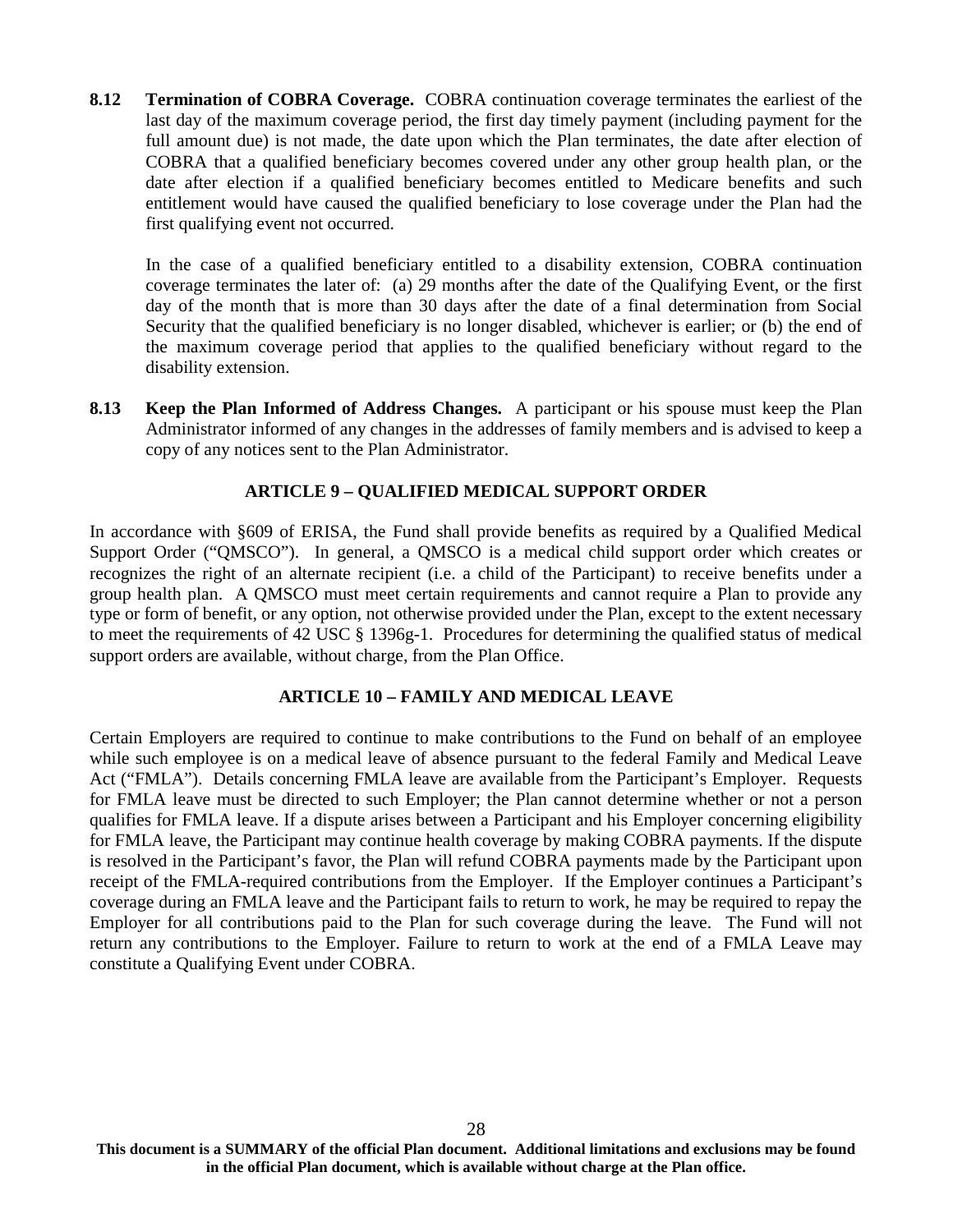**8.12 Termination of COBRA Coverage.** COBRA continuation coverage terminates the earliest of the last day of the maximum coverage period, the first day timely payment (including payment for the full amount due) is not made, the date upon which the Plan terminates, the date after election of COBRA that a qualified beneficiary becomes covered under any other group health plan, or the date after election if a qualified beneficiary becomes entitled to Medicare benefits and such entitlement would have caused the qualified beneficiary to lose coverage under the Plan had the first qualifying event not occurred.

In the case of a qualified beneficiary entitled to a disability extension, COBRA continuation coverage terminates the later of: (a) 29 months after the date of the Qualifying Event, or the first day of the month that is more than 30 days after the date of a final determination from Social Security that the qualified beneficiary is no longer disabled, whichever is earlier; or (b) the end of the maximum coverage period that applies to the qualified beneficiary without regard to the disability extension.

**8.13 Keep the Plan Informed of Address Changes.** A participant or his spouse must keep the Plan Administrator informed of any changes in the addresses of family members and is advised to keep a copy of any notices sent to the Plan Administrator.

## ARTICLE 9 – QUALIFIED MEDICAL SUPPORT ORDER

In accordance with §609 of ERISA, the Fund shall provide benefits as required by a Qualified Medical Support Order ("QMSCO"). In general, a QMSCO is a medical child support order which creates or recognizes the right of an alternate recipient (i.e. a child of the Participant) to receive benefits under a group health plan. A QMSCO must meet certain requirements and cannot require a Plan to provide any type or form of benefit, or any option, not otherwise provided under the Plan, except to the extent necessary to meet the requirements of 42 USC § 1396g-1. Procedures for determining the qualified status of medical support orders are available, without charge, from the Plan Office.

## ARTICLE 10 – FAMILY AND MEDICAL LEAVE

Certain Employers are required to continue to make contributions to the Fund on behalf of an employee while such employee is on a medical leave of absence pursuant to the federal Family and Medical Leave Act ("FMLA"). Details concerning FMLA leave are available from the Participant's Employer. Requests for FMLA leave must be directed to such Employer; the Plan cannot determine whether or not a person qualifies for FMLA leave. If a dispute arises between a Participant and his Employer concerning eligibility for FMLA leave, the Participant may continue health coverage by making COBRA payments. If the dispute is resolved in the Participant's favor, the Plan will refund COBRA payments made by the Participant upon receipt of the FMLA-required contributions from the Employer. If the Employer continues a Participant's coverage during an FMLA leave and the Participant fails to return to work, he may be required to repay the Employer for all contributions paid to the Plan for such coverage during the leave. The Fund will not return any contributions to the Employer. Failure to return to work at the end of a FMLA Leave may constitute a Qualifying Event under COBRA.

**This document is a SUMMARY of the official Plan document. Additional limitations and exclusions may be found in the official Plan document, which is available without charge at the Plan office.**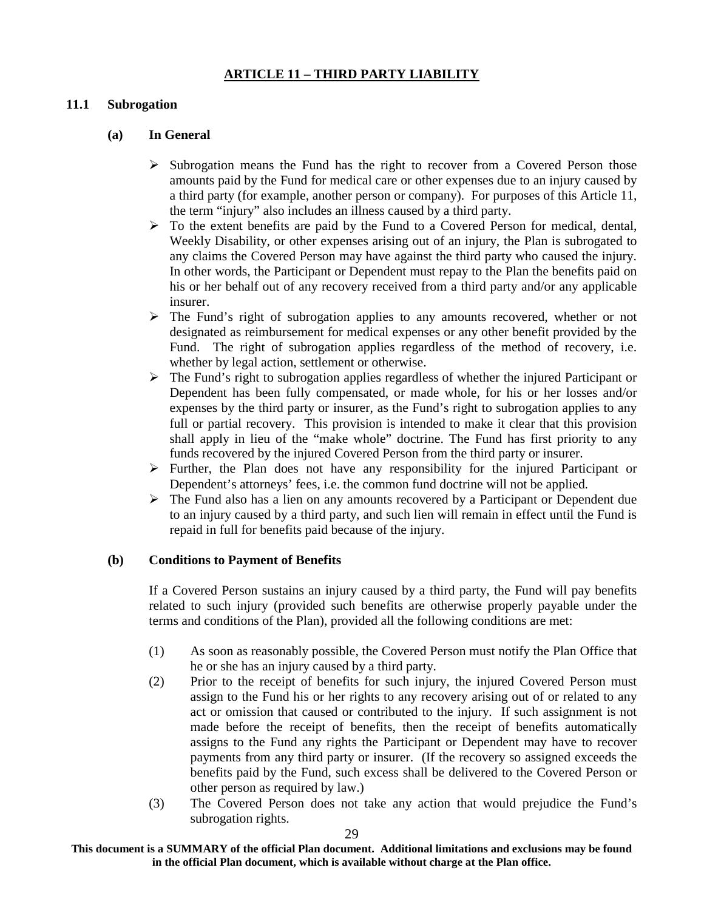## ARTICLE 11 – THIRD PARTY LIABILITY

### 11.1 Subrogation

#### (a) In General

- Subrogation means the Fund has the right to recover from a Covered Person those amounts paid by the Fund for medical care or other expenses due to an injury caused by a third party (for example, another person or company). For purposes of this Article 11, the term "injury" also includes an illness caused by a third party.
- To the extent benefits are paid by the Fund to a Covered Person for medical, dental, Weekly Disability, or other expenses arising out of an injury, the Plan is subrogated to any claims the Covered Person may have against the third party who caused the injury. In other words, the Participant or Dependent must repay to the Plan the benefits paid on his or her behalf out of any recovery received from a third party and/or any applicable insurer.
- The Fund's right of subrogation applies to any amounts recovered, whether or not designated as reimbursement for medical expenses or any other benefit provided by the Fund. The right of subrogation applies regardless of the method of recovery, i.e. whether by legal action, settlement or otherwise.
- The Fund's right to subrogation applies regardless of whether the injured Participant or Dependent has been fully compensated, or made whole, for his or her losses and/or expenses by the third party or insurer, as the Fund's right to subrogation applies to any full or partial recovery. This provision is intended to make it clear that this provision shall apply in lieu of the "make whole" doctrine. The Fund has first priority to any funds recovered by the injured Covered Person from the third party or insurer.
- Further, the Plan does not have any responsibility for the injured Participant or Dependent's attorneys' fees, i.e. the common fund doctrine will not be applied.
- The Fund also has a lien on any amounts recovered by a Participant or Dependent due to an injury caused by a third party, and such lien will remain in effect until the Fund is repaid in full for benefits paid because of the injury.

#### (b) Conditions to Payment of Benefits

If a Covered Person sustains an injury caused by a third party, the Fund will pay benefits related to such injury (provided such benefits are otherwise properly payable under the terms and conditions of the Plan), provided all the following conditions are met:

(1) As soon as reasonably possible, the Covered Person must notify the Plan Office that he or she has an injury caused by a third party.

(2) Prior to the receipt of benefits for such injury, the injured Covered Person must assign to the Fund his or her rights to any recovery arising out of or related to any act or omission that caused or contributed to the injury. If such assignment is not made before the receipt of benefits, then the receipt of benefits automatically assigns to the Fund any rights the Participant or Dependent may have to recover payments from any third party or insurer. (If the recovery so assigned exceeds the benefits paid by the Fund, such excess shall be delivered to the Covered Person or other person as required by law.)

(3) The Covered Person does not take any action that would prejudice the Fund's subrogation rights.

**This document is a SUMMARY of the official Plan document. Additional limitations and exclusions may be found in the official Plan document, which is available without charge at the Plan office.**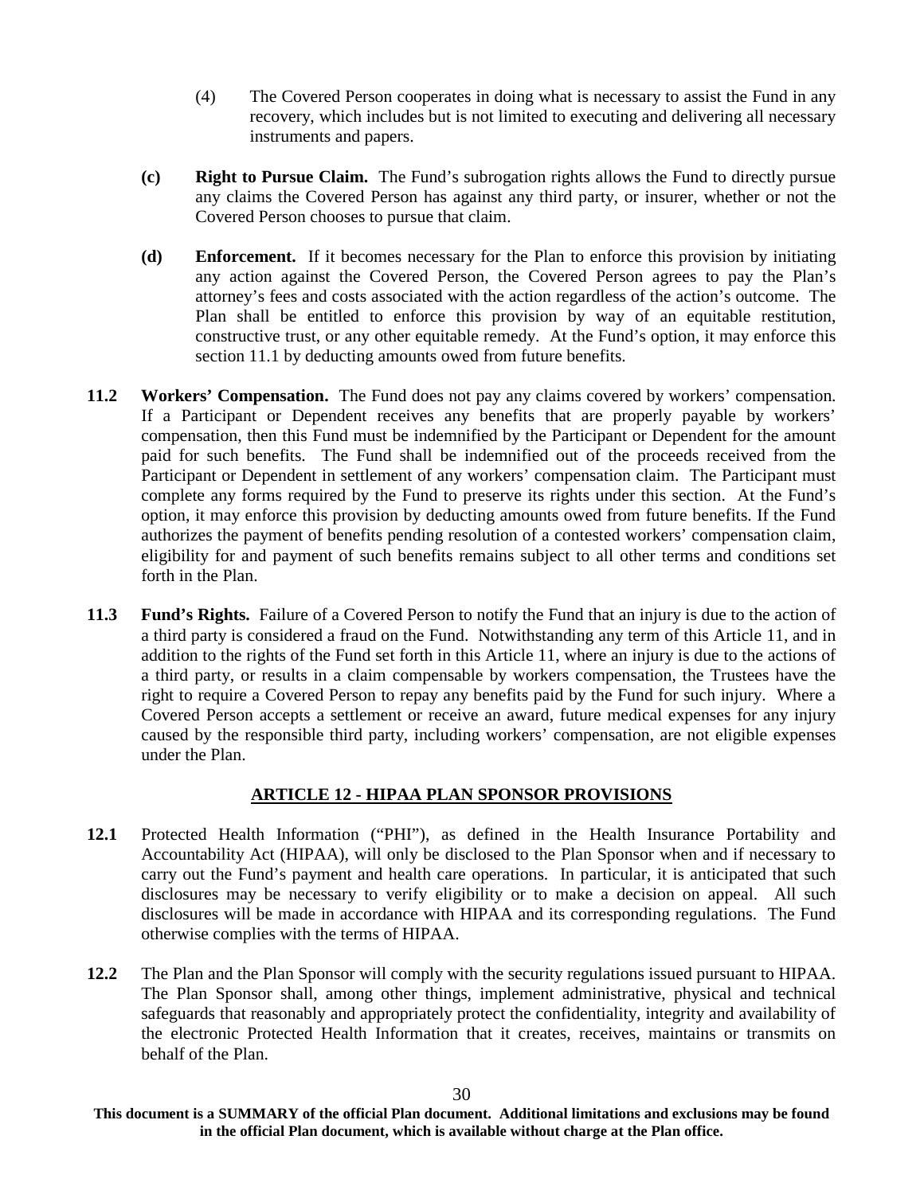(4) The Covered Person cooperates in doing what is necessary to assist the Fund in any recovery, which includes but is not limited to executing and delivering all necessary instruments and papers.

**(c) Right to Pursue Claim.** The Fund's subrogation rights allows the Fund to directly pursue any claims the Covered Person has against any third party, or insurer, whether or not the Covered Person chooses to pursue that claim.

**(d) Enforcement.** If it becomes necessary for the Plan to enforce this provision by initiating any action against the Covered Person, the Covered Person agrees to pay the Plan's attorney's fees and costs associated with the action regardless of the action's outcome. The Plan shall be entitled to enforce this provision by way of an equitable restitution, constructive trust, or any other equitable remedy. At the Fund's option, it may enforce this section 11.1 by deducting amounts owed from future benefits.

**11.2 Workers' Compensation.** The Fund does not pay any claims covered by workers' compensation. If a Participant or Dependent receives any benefits that are properly payable by workers' compensation, then this Fund must be indemnified by the Participant or Dependent for the amount paid for such benefits. The Fund shall be indemnified out of the proceeds received from the Participant or Dependent in settlement of any workers' compensation claim. The Participant must complete any forms required by the Fund to preserve its rights under this section. At the Fund's option, it may enforce this provision by deducting amounts owed from future benefits. If the Fund authorizes the payment of benefits pending resolution of a contested workers' compensation claim, eligibility for and payment of such benefits remains subject to all other terms and conditions set forth in the Plan.

**11.3 Fund's Rights.** Failure of a Covered Person to notify the Fund that an injury is due to the action of a third party is considered a fraud on the Fund. Notwithstanding any term of this Article 11, and in addition to the rights of the Fund set forth in this Article 11, where an injury is due to the actions of a third party, or results in a claim compensable by workers compensation, the Trustees have the right to require a Covered Person to repay any benefits paid by the Fund for such injury. Where a Covered Person accepts a settlement or receive an award, future medical expenses for any injury caused by the responsible third party, including workers' compensation, are not eligible expenses under the Plan.

## ARTICLE 12 - HIPAA PLAN SPONSOR PROVISIONS

**12.1** Protected Health Information ("PHI"), as defined in the Health Insurance Portability and Accountability Act (HIPAA), will only be disclosed to the Plan Sponsor when and if necessary to carry out the Fund's payment and health care operations. In particular, it is anticipated that such disclosures may be necessary to verify eligibility or to make a decision on appeal. All such disclosures will be made in accordance with HIPAA and its corresponding regulations. The Fund otherwise complies with the terms of HIPAA.

**12.2** The Plan and the Plan Sponsor will comply with the security regulations issued pursuant to HIPAA. The Plan Sponsor shall, among other things, implement administrative, physical and technical safeguards that reasonably and appropriately protect the confidentiality, integrity and availability of the electronic Protected Health Information that it creates, receives, maintains or transmits on behalf of the Plan.

**This document is a SUMMARY of the official Plan document. Additional limitations and exclusions may be found in the official Plan document, which is available without charge at the Plan office.**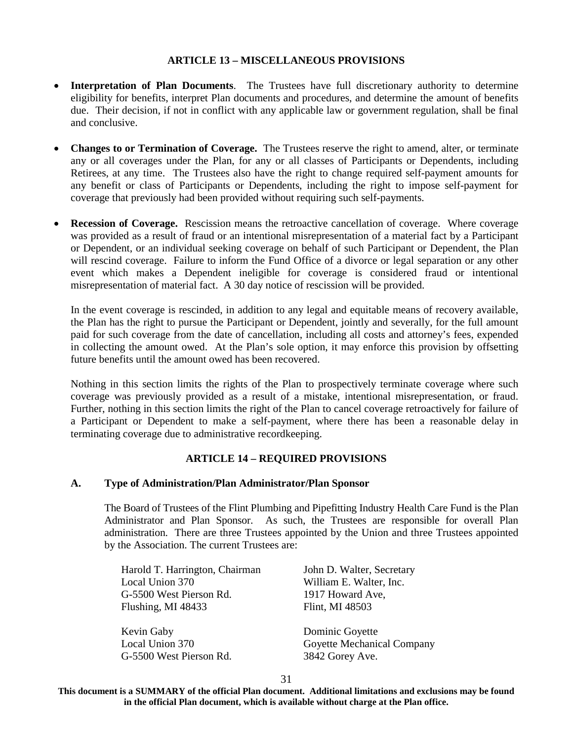## ARTICLE 13 – MISCELLANEOUS PROVISIONS

- **Interpretation of Plan Documents**. The Trustees have full discretionary authority to determine eligibility for benefits, interpret Plan documents and procedures, and determine the amount of benefits due. Their decision, if not in conflict with any applicable law or government regulation, shall be final and conclusive.

- **Changes to or Termination of Coverage.** The Trustees reserve the right to amend, alter, or terminate any or all coverages under the Plan, for any or all classes of Participants or Dependents, including Retirees, at any time. The Trustees also have the right to change required self-payment amounts for any benefit or class of Participants or Dependents, including the right to impose self-payment for coverage that previously had been provided without requiring such self-payments.

- **Recession of Coverage.** Rescission means the retroactive cancellation of coverage. Where coverage was provided as a result of fraud or an intentional misrepresentation of a material fact by a Participant or Dependent, or an individual seeking coverage on behalf of such Participant or Dependent, the Plan will rescind coverage. Failure to inform the Fund Office of a divorce or legal separation or any other event which makes a Dependent ineligible for coverage is considered fraud or intentional misrepresentation of material fact. A 30 day notice of rescission will be provided.

  In the event coverage is rescinded, in addition to any legal and equitable means of recovery available, the Plan has the right to pursue the Participant or Dependent, jointly and severally, for the full amount paid for such coverage from the date of cancellation, including all costs and attorney's fees, expended in collecting the amount owed. At the Plan's sole option, it may enforce this provision by offsetting future benefits until the amount owed has been recovered.

  Nothing in this section limits the rights of the Plan to prospectively terminate coverage where such coverage was previously provided as a result of a mistake, intentional misrepresentation, or fraud. Further, nothing in this section limits the right of the Plan to cancel coverage retroactively for failure of a Participant or Dependent to make a self-payment, where there has been a reasonable delay in terminating coverage due to administrative recordkeeping.

## ARTICLE 14 – REQUIRED PROVISIONS

### A. Type of Administration/Plan Administrator/Plan Sponsor

The Board of Trustees of the Flint Plumbing and Pipefitting Industry Health Care Fund is the Plan Administrator and Plan Sponsor. As such, the Trustees are responsible for overall Plan administration. There are three Trustees appointed by the Union and three Trustees appointed by the Association. The current Trustees are:

Harold T. Harrington, Chairman
Local Union 370
G-5500 West Pierson Rd.
Flushing, MI 48433

John D. Walter, Secretary
William E. Walter, Inc.
1917 Howard Ave,
Flint, MI 48503

Kevin Gaby
Local Union 370
G-5500 West Pierson Rd.

Dominic Goyette
Goyette Mechanical Company
3842 Gorey Ave.

**This document is a SUMMARY of the official Plan document. Additional limitations and exclusions may be found in the official Plan document, which is available without charge at the Plan office.**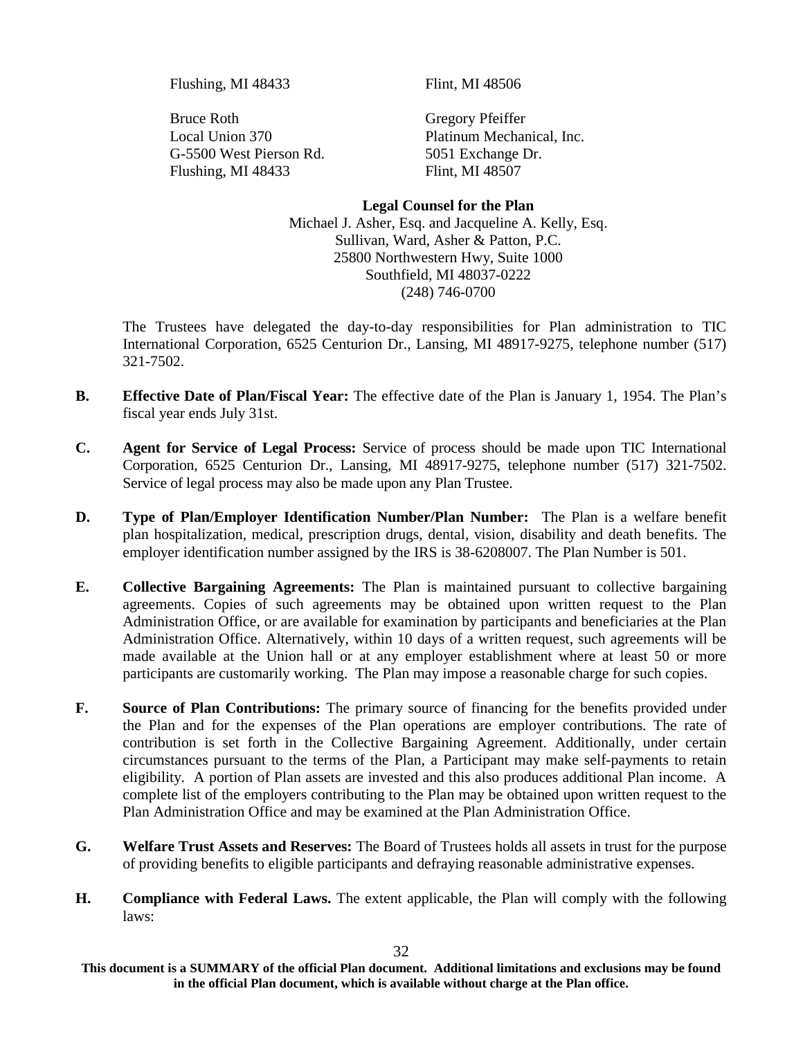Flushing, MI 48433

Flint, MI 48506

Bruce Roth
Local Union 370
G-5500 West Pierson Rd.
Flushing, MI 48433

Gregory Pfeiffer
Platinum Mechanical, Inc.
5051 Exchange Dr.
Flint, MI 48507

**Legal Counsel for the Plan**
Michael J. Asher, Esq. and Jacqueline A. Kelly, Esq.
Sullivan, Ward, Asher & Patton, P.C.
25800 Northwestern Hwy, Suite 1000
Southfield, MI 48037-0222
(248) 746-0700

The Trustees have delegated the day-to-day responsibilities for Plan administration to TIC International Corporation, 6525 Centurion Dr., Lansing, MI 48917-9275, telephone number (517) 321-7502.

**B. Effective Date of Plan/Fiscal Year:** The effective date of the Plan is January 1, 1954. The Plan's fiscal year ends July 31st.

**C. Agent for Service of Legal Process:** Service of process should be made upon TIC International Corporation, 6525 Centurion Dr., Lansing, MI 48917-9275, telephone number (517) 321-7502. Service of legal process may also be made upon any Plan Trustee.

**D. Type of Plan/Employer Identification Number/Plan Number:** The Plan is a welfare benefit plan hospitalization, medical, prescription drugs, dental, vision, disability and death benefits. The employer identification number assigned by the IRS is 38-6208007. The Plan Number is 501.

**E. Collective Bargaining Agreements:** The Plan is maintained pursuant to collective bargaining agreements. Copies of such agreements may be obtained upon written request to the Plan Administration Office, or are available for examination by participants and beneficiaries at the Plan Administration Office. Alternatively, within 10 days of a written request, such agreements will be made available at the Union hall or at any employer establishment where at least 50 or more participants are customarily working. The Plan may impose a reasonable charge for such copies.

**F. Source of Plan Contributions:** The primary source of financing for the benefits provided under the Plan and for the expenses of the Plan operations are employer contributions. The rate of contribution is set forth in the Collective Bargaining Agreement. Additionally, under certain circumstances pursuant to the terms of the Plan, a Participant may make self-payments to retain eligibility. A portion of Plan assets are invested and this also produces additional Plan income. A complete list of the employers contributing to the Plan may be obtained upon written request to the Plan Administration Office and may be examined at the Plan Administration Office.

**G. Welfare Trust Assets and Reserves:** The Board of Trustees holds all assets in trust for the purpose of providing benefits to eligible participants and defraying reasonable administrative expenses.

**H. Compliance with Federal Laws.** The extent applicable, the Plan will comply with the following laws:

**This document is a SUMMARY of the official Plan document. Additional limitations and exclusions may be found in the official Plan document, which is available without charge at the Plan office.**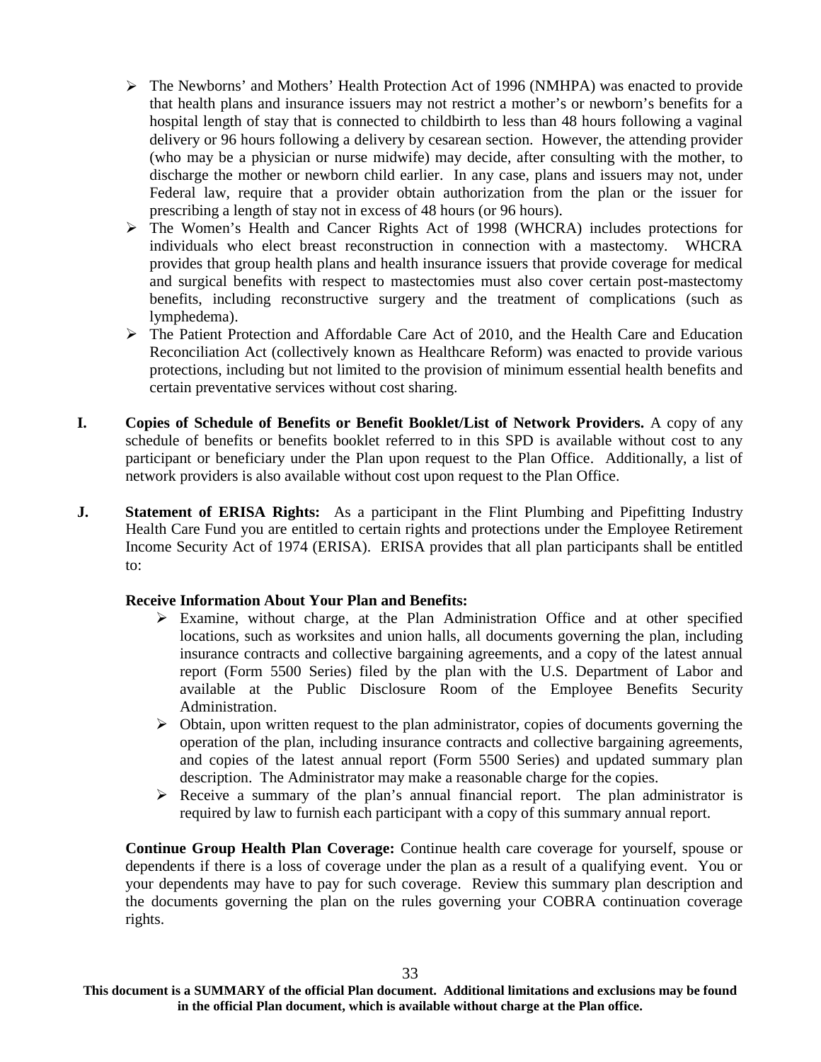- The Newborns' and Mothers' Health Protection Act of 1996 (NMHPA) was enacted to provide that health plans and insurance issuers may not restrict a mother's or newborn's benefits for a hospital length of stay that is connected to childbirth to less than 48 hours following a vaginal delivery or 96 hours following a delivery by cesarean section. However, the attending provider (who may be a physician or nurse midwife) may decide, after consulting with the mother, to discharge the mother or newborn child earlier. In any case, plans and issuers may not, under Federal law, require that a provider obtain authorization from the plan or the issuer for prescribing a length of stay not in excess of 48 hours (or 96 hours).
- The Women's Health and Cancer Rights Act of 1998 (WHCRA) includes protections for individuals who elect breast reconstruction in connection with a mastectomy. WHCRA provides that group health plans and health insurance issuers that provide coverage for medical and surgical benefits with respect to mastectomies must also cover certain post-mastectomy benefits, including reconstructive surgery and the treatment of complications (such as lymphedema).
- The Patient Protection and Affordable Care Act of 2010, and the Health Care and Education Reconciliation Act (collectively known as Healthcare Reform) was enacted to provide various protections, including but not limited to the provision of minimum essential health benefits and certain preventative services without cost sharing.

**I. Copies of Schedule of Benefits or Benefit Booklet/List of Network Providers.** A copy of any schedule of benefits or benefits booklet referred to in this SPD is available without cost to any participant or beneficiary under the Plan upon request to the Plan Office. Additionally, a list of network providers is also available without cost upon request to the Plan Office.

**J. Statement of ERISA Rights:** As a participant in the Flint Plumbing and Pipefitting Industry Health Care Fund you are entitled to certain rights and protections under the Employee Retirement Income Security Act of 1974 (ERISA). ERISA provides that all plan participants shall be entitled to:

**Receive Information About Your Plan and Benefits:**

- Examine, without charge, at the Plan Administration Office and at other specified locations, such as worksites and union halls, all documents governing the plan, including insurance contracts and collective bargaining agreements, and a copy of the latest annual report (Form 5500 Series) filed by the plan with the U.S. Department of Labor and available at the Public Disclosure Room of the Employee Benefits Security Administration.
- Obtain, upon written request to the plan administrator, copies of documents governing the operation of the plan, including insurance contracts and collective bargaining agreements, and copies of the latest annual report (Form 5500 Series) and updated summary plan description. The Administrator may make a reasonable charge for the copies.
- Receive a summary of the plan's annual financial report. The plan administrator is required by law to furnish each participant with a copy of this summary annual report.

**Continue Group Health Plan Coverage:** Continue health care coverage for yourself, spouse or dependents if there is a loss of coverage under the plan as a result of a qualifying event. You or your dependents may have to pay for such coverage. Review this summary plan description and the documents governing the plan on the rules governing your COBRA continuation coverage rights.

**This document is a SUMMARY of the official Plan document. Additional limitations and exclusions may be found in the official Plan document, which is available without charge at the Plan office.**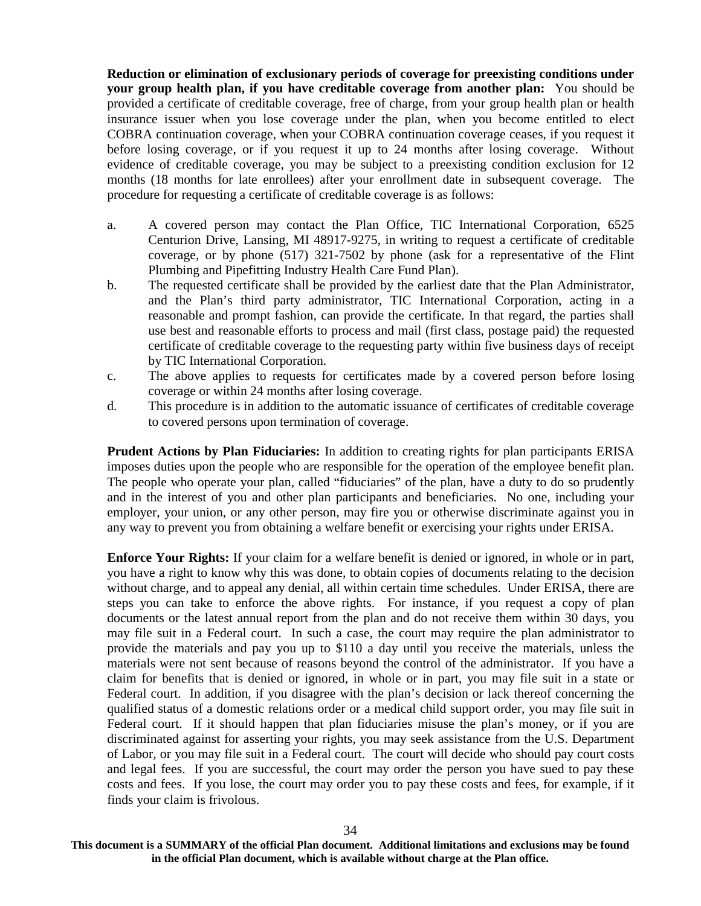**Reduction or elimination of exclusionary periods of coverage for preexisting conditions under your group health plan, if you have creditable coverage from another plan:** You should be provided a certificate of creditable coverage, free of charge, from your group health plan or health insurance issuer when you lose coverage under the plan, when you become entitled to elect COBRA continuation coverage, when your COBRA continuation coverage ceases, if you request it before losing coverage, or if you request it up to 24 months after losing coverage. Without evidence of creditable coverage, you may be subject to a preexisting condition exclusion for 12 months (18 months for late enrollees) after your enrollment date in subsequent coverage. The procedure for requesting a certificate of creditable coverage is as follows:

a. A covered person may contact the Plan Office, TIC International Corporation, 6525 Centurion Drive, Lansing, MI 48917-9275, in writing to request a certificate of creditable coverage, or by phone (517) 321-7502 by phone (ask for a representative of the Flint Plumbing and Pipefitting Industry Health Care Fund Plan).
b. The requested certificate shall be provided by the earliest date that the Plan Administrator, and the Plan's third party administrator, TIC International Corporation, acting in a reasonable and prompt fashion, can provide the certificate. In that regard, the parties shall use best and reasonable efforts to process and mail (first class, postage paid) the requested certificate of creditable coverage to the requesting party within five business days of receipt by TIC International Corporation.
c. The above applies to requests for certificates made by a covered person before losing coverage or within 24 months after losing coverage.
d. This procedure is in addition to the automatic issuance of certificates of creditable coverage to covered persons upon termination of coverage.

**Prudent Actions by Plan Fiduciaries:** In addition to creating rights for plan participants ERISA imposes duties upon the people who are responsible for the operation of the employee benefit plan. The people who operate your plan, called "fiduciaries" of the plan, have a duty to do so prudently and in the interest of you and other plan participants and beneficiaries. No one, including your employer, your union, or any other person, may fire you or otherwise discriminate against you in any way to prevent you from obtaining a welfare benefit or exercising your rights under ERISA.

**Enforce Your Rights:** If your claim for a welfare benefit is denied or ignored, in whole or in part, you have a right to know why this was done, to obtain copies of documents relating to the decision without charge, and to appeal any denial, all within certain time schedules. Under ERISA, there are steps you can take to enforce the above rights. For instance, if you request a copy of plan documents or the latest annual report from the plan and do not receive them within 30 days, you may file suit in a Federal court. In such a case, the court may require the plan administrator to provide the materials and pay you up to $110 a day until you receive the materials, unless the materials were not sent because of reasons beyond the control of the administrator. If you have a claim for benefits that is denied or ignored, in whole or in part, you may file suit in a state or Federal court. In addition, if you disagree with the plan's decision or lack thereof concerning the qualified status of a domestic relations order or a medical child support order, you may file suit in Federal court. If it should happen that plan fiduciaries misuse the plan's money, or if you are discriminated against for asserting your rights, you may seek assistance from the U.S. Department of Labor, or you may file suit in a Federal court. The court will decide who should pay court costs and legal fees. If you are successful, the court may order the person you have sued to pay these costs and fees. If you lose, the court may order you to pay these costs and fees, for example, if it finds your claim is frivolous.

**This document is a SUMMARY of the official Plan document. Additional limitations and exclusions may be found in the official Plan document, which is available without charge at the Plan office.**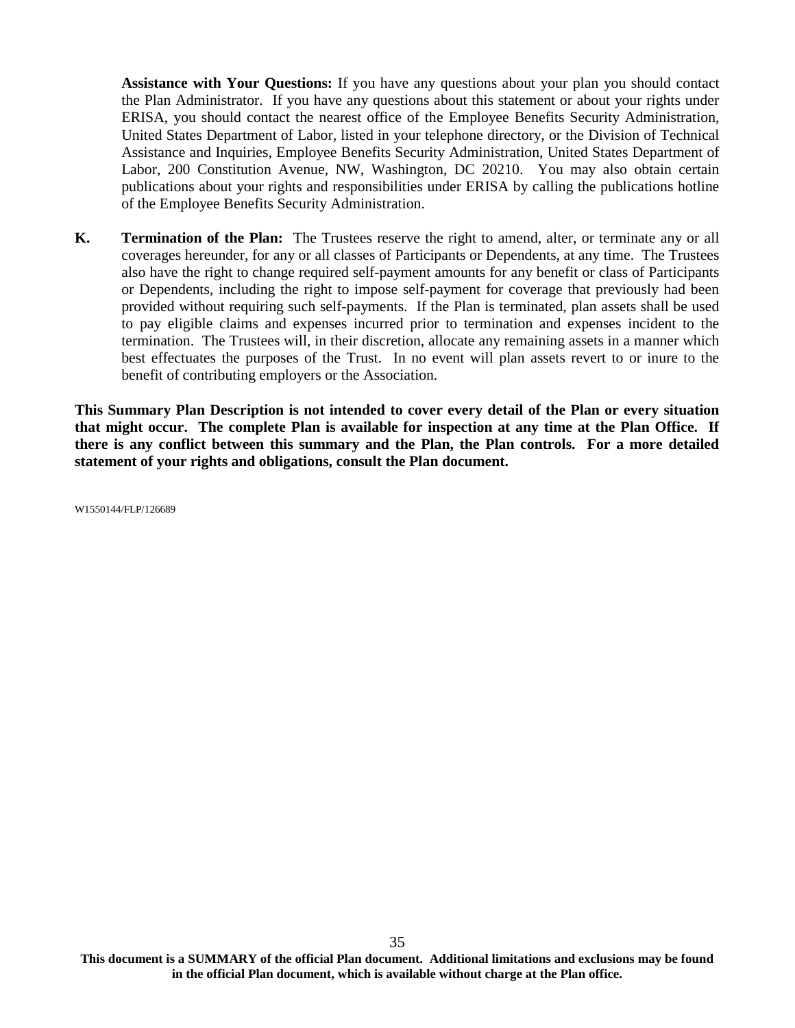**Assistance with Your Questions:** If you have any questions about your plan you should contact the Plan Administrator. If you have any questions about this statement or about your rights under ERISA, you should contact the nearest office of the Employee Benefits Security Administration, United States Department of Labor, listed in your telephone directory, or the Division of Technical Assistance and Inquiries, Employee Benefits Security Administration, United States Department of Labor, 200 Constitution Avenue, NW, Washington, DC 20210. You may also obtain certain publications about your rights and responsibilities under ERISA by calling the publications hotline of the Employee Benefits Security Administration.

**K. Termination of the Plan:** The Trustees reserve the right to amend, alter, or terminate any or all coverages hereunder, for any or all classes of Participants or Dependents, at any time. The Trustees also have the right to change required self-payment amounts for any benefit or class of Participants or Dependents, including the right to impose self-payment for coverage that previously had been provided without requiring such self-payments. If the Plan is terminated, plan assets shall be used to pay eligible claims and expenses incurred prior to termination and expenses incident to the termination. The Trustees will, in their discretion, allocate any remaining assets in a manner which best effectuates the purposes of the Trust. In no event will plan assets revert to or inure to the benefit of contributing employers or the Association.

**This Summary Plan Description is not intended to cover every detail of the Plan or every situation that might occur. The complete Plan is available for inspection at any time at the Plan Office. If there is any conflict between this summary and the Plan, the Plan controls. For a more detailed statement of your rights and obligations, consult the Plan document.**

W1550144/FLP/126689

**This document is a SUMMARY of the official Plan document. Additional limitations and exclusions may be found in the official Plan document, which is available without charge at the Plan office.**